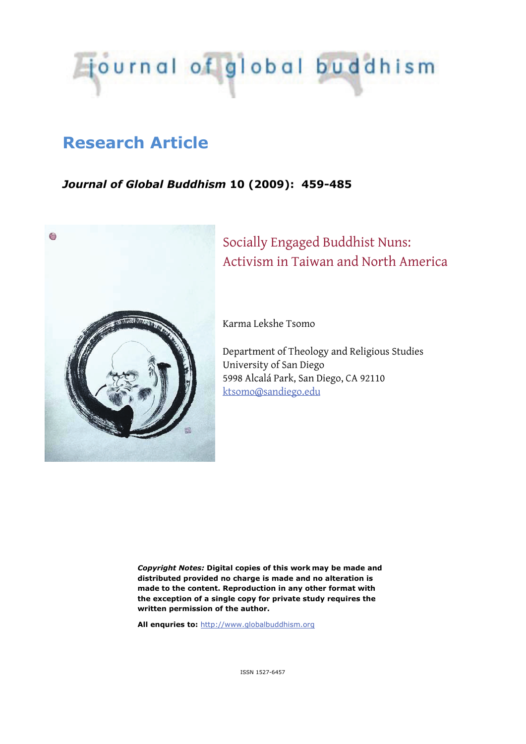# journal of global buddhism

## Research Article

***Journal of Global Buddhism* 10 (2009): 459-485**

# Socially Engaged Buddhist Nuns: Activism in Taiwan and North America

Karma Lekshe Tsomo

Department of Theology and Religious Studies
University of San Diego
5998 Alcalá Park, San Diego, CA 92110
ktsomo@sandiego.edu

***Copyright Notes:*** **Digital copies of this work may be made and distributed provided no charge is made and no alteration is made to the content. Reproduction in any other format with the exception of a single copy for private study requires the written permission of the author.**

**All enquries to:** http://www.globalbuddhism.org

ISSN 1527-6457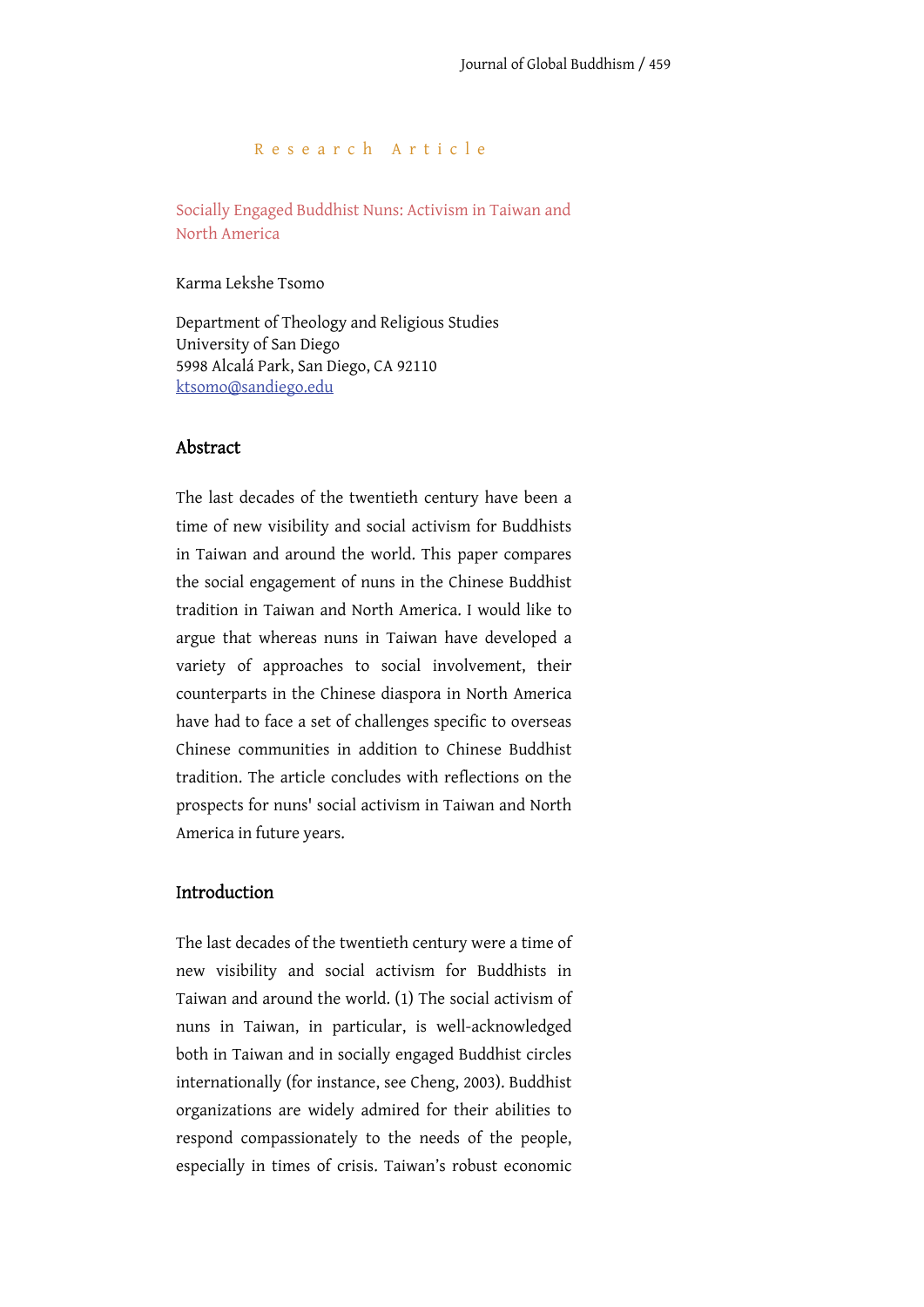Research Article

# Socially Engaged Buddhist Nuns: Activism in Taiwan and North America

Karma Lekshe Tsomo

Department of Theology and Religious Studies
University of San Diego
5998 Alcalá Park, San Diego, CA 92110
ktsomo@sandiego.edu

## Abstract

The last decades of the twentieth century have been a time of new visibility and social activism for Buddhists in Taiwan and around the world. This paper compares the social engagement of nuns in the Chinese Buddhist tradition in Taiwan and North America. I would like to argue that whereas nuns in Taiwan have developed a variety of approaches to social involvement, their counterparts in the Chinese diaspora in North America have had to face a set of challenges specific to overseas Chinese communities in addition to Chinese Buddhist tradition. The article concludes with reflections on the prospects for nuns' social activism in Taiwan and North America in future years.

## Introduction

The last decades of the twentieth century were a time of new visibility and social activism for Buddhists in Taiwan and around the world. (1) The social activism of nuns in Taiwan, in particular, is well-acknowledged both in Taiwan and in socially engaged Buddhist circles internationally (for instance, see Cheng, 2003). Buddhist organizations are widely admired for their abilities to respond compassionately to the needs of the people, especially in times of crisis. Taiwan's robust economic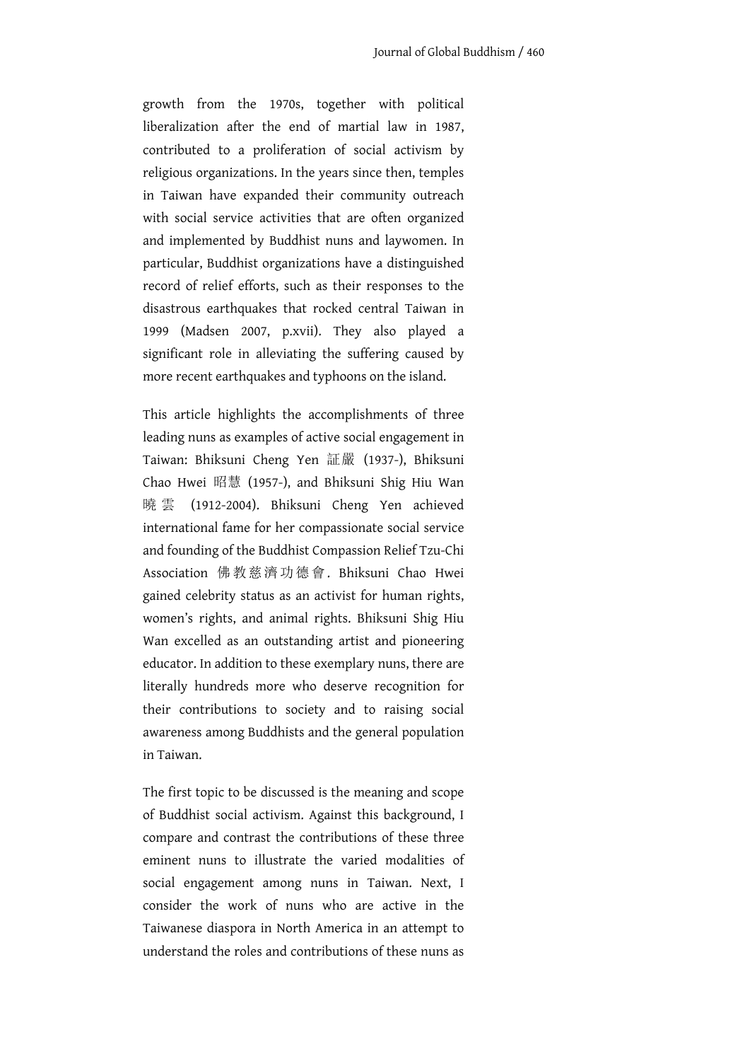growth from the 1970s, together with political liberalization after the end of martial law in 1987, contributed to a proliferation of social activism by religious organizations. In the years since then, temples in Taiwan have expanded their community outreach with social service activities that are often organized and implemented by Buddhist nuns and laywomen. In particular, Buddhist organizations have a distinguished record of relief efforts, such as their responses to the disastrous earthquakes that rocked central Taiwan in 1999 (Madsen 2007, p.xvii). They also played a significant role in alleviating the suffering caused by more recent earthquakes and typhoons on the island.

This article highlights the accomplishments of three leading nuns as examples of active social engagement in Taiwan: Bhiksuni Cheng Yen 証嚴 (1937-), Bhiksuni Chao Hwei 昭慧 (1957-), and Bhiksuni Shig Hiu Wan 曉雲 (1912-2004). Bhiksuni Cheng Yen achieved international fame for her compassionate social service and founding of the Buddhist Compassion Relief Tzu-Chi Association 佛教慈濟功德會. Bhiksuni Chao Hwei gained celebrity status as an activist for human rights, women's rights, and animal rights. Bhiksuni Shig Hiu Wan excelled as an outstanding artist and pioneering educator. In addition to these exemplary nuns, there are literally hundreds more who deserve recognition for their contributions to society and to raising social awareness among Buddhists and the general population in Taiwan.

The first topic to be discussed is the meaning and scope of Buddhist social activism. Against this background, I compare and contrast the contributions of these three eminent nuns to illustrate the varied modalities of social engagement among nuns in Taiwan. Next, I consider the work of nuns who are active in the Taiwanese diaspora in North America in an attempt to understand the roles and contributions of these nuns as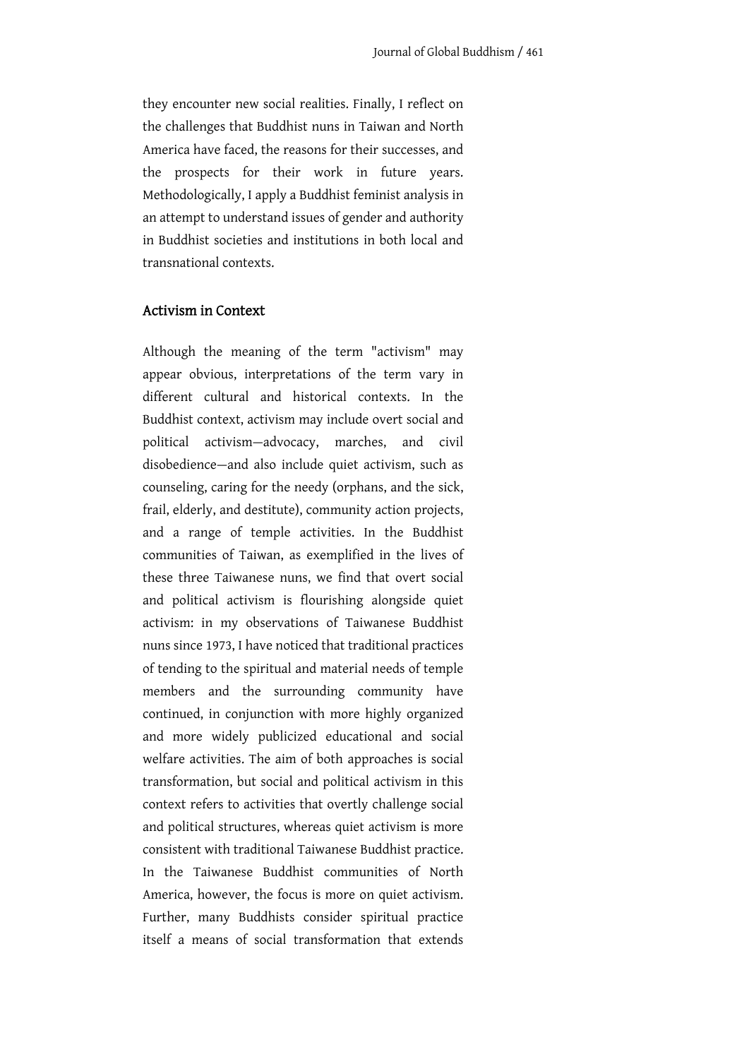they encounter new social realities. Finally, I reflect on the challenges that Buddhist nuns in Taiwan and North America have faced, the reasons for their successes, and the prospects for their work in future years. Methodologically, I apply a Buddhist feminist analysis in an attempt to understand issues of gender and authority in Buddhist societies and institutions in both local and transnational contexts.

## Activism in Context

Although the meaning of the term "activism" may appear obvious, interpretations of the term vary in different cultural and historical contexts. In the Buddhist context, activism may include overt social and political activism—advocacy, marches, and civil disobedience—and also include quiet activism, such as counseling, caring for the needy (orphans, and the sick, frail, elderly, and destitute), community action projects, and a range of temple activities. In the Buddhist communities of Taiwan, as exemplified in the lives of these three Taiwanese nuns, we find that overt social and political activism is flourishing alongside quiet activism: in my observations of Taiwanese Buddhist nuns since 1973, I have noticed that traditional practices of tending to the spiritual and material needs of temple members and the surrounding community have continued, in conjunction with more highly organized and more widely publicized educational and social welfare activities. The aim of both approaches is social transformation, but social and political activism in this context refers to activities that overtly challenge social and political structures, whereas quiet activism is more consistent with traditional Taiwanese Buddhist practice. In the Taiwanese Buddhist communities of North America, however, the focus is more on quiet activism. Further, many Buddhists consider spiritual practice itself a means of social transformation that extends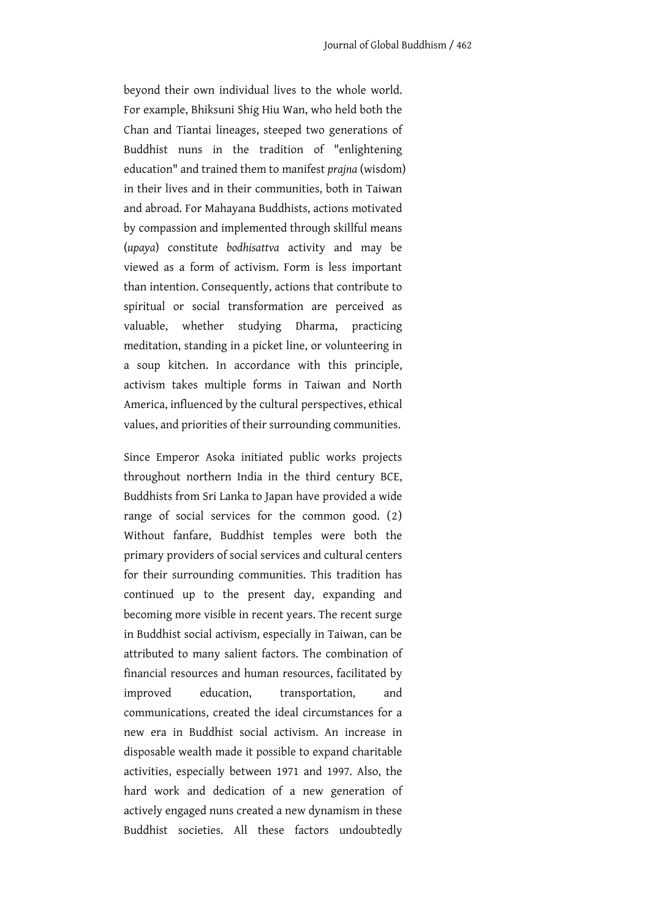beyond their own individual lives to the whole world. For example, Bhiksuni Shig Hiu Wan, who held both the Chan and Tiantai lineages, steeped two generations of Buddhist nuns in the tradition of "enlightening education" and trained them to manifest *prajna* (wisdom) in their lives and in their communities, both in Taiwan and abroad. For Mahayana Buddhists, actions motivated by compassion and implemented through skillful means (*upaya*) constitute *bodhisattva* activity and may be viewed as a form of activism. Form is less important than intention. Consequently, actions that contribute to spiritual or social transformation are perceived as valuable, whether studying Dharma, practicing meditation, standing in a picket line, or volunteering in a soup kitchen. In accordance with this principle, activism takes multiple forms in Taiwan and North America, influenced by the cultural perspectives, ethical values, and priorities of their surrounding communities.

Since Emperor Asoka initiated public works projects throughout northern India in the third century BCE, Buddhists from Sri Lanka to Japan have provided a wide range of social services for the common good. (2) Without fanfare, Buddhist temples were both the primary providers of social services and cultural centers for their surrounding communities. This tradition has continued up to the present day, expanding and becoming more visible in recent years. The recent surge in Buddhist social activism, especially in Taiwan, can be attributed to many salient factors. The combination of financial resources and human resources, facilitated by improved education, transportation, and communications, created the ideal circumstances for a new era in Buddhist social activism. An increase in disposable wealth made it possible to expand charitable activities, especially between 1971 and 1997. Also, the hard work and dedication of a new generation of actively engaged nuns created a new dynamism in these Buddhist societies. All these factors undoubtedly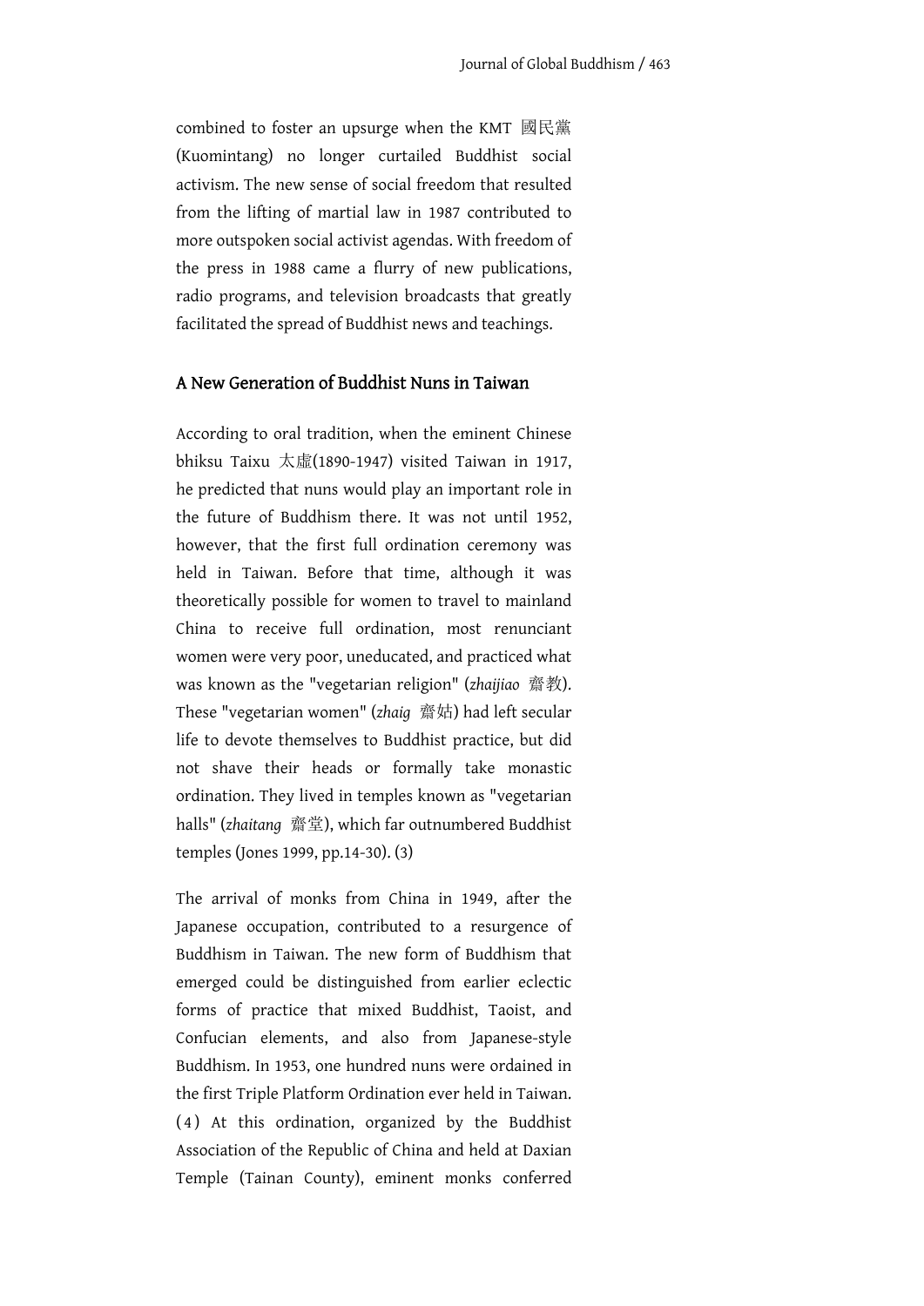combined to foster an upsurge when the KMT 國民黨 (Kuomintang) no longer curtailed Buddhist social activism. The new sense of social freedom that resulted from the lifting of martial law in 1987 contributed to more outspoken social activist agendas. With freedom of the press in 1988 came a flurry of new publications, radio programs, and television broadcasts that greatly facilitated the spread of Buddhist news and teachings.

## A New Generation of Buddhist Nuns in Taiwan

According to oral tradition, when the eminent Chinese bhiksu Taixu 太虛(1890-1947) visited Taiwan in 1917, he predicted that nuns would play an important role in the future of Buddhism there. It was not until 1952, however, that the first full ordination ceremony was held in Taiwan. Before that time, although it was theoretically possible for women to travel to mainland China to receive full ordination, most renunciant women were very poor, uneducated, and practiced what was known as the "vegetarian religion" (*zhaijiao* 齋教). These "vegetarian women" (*zhaig* 齋姑) had left secular life to devote themselves to Buddhist practice, but did not shave their heads or formally take monastic ordination. They lived in temples known as "vegetarian halls" (*zhaitang* 齋堂), which far outnumbered Buddhist temples (Jones 1999, pp.14-30). (3)

The arrival of monks from China in 1949, after the Japanese occupation, contributed to a resurgence of Buddhism in Taiwan. The new form of Buddhism that emerged could be distinguished from earlier eclectic forms of practice that mixed Buddhist, Taoist, and Confucian elements, and also from Japanese-style Buddhism. In 1953, one hundred nuns were ordained in the first Triple Platform Ordination ever held in Taiwan. (4) At this ordination, organized by the Buddhist Association of the Republic of China and held at Daxian Temple (Tainan County), eminent monks conferred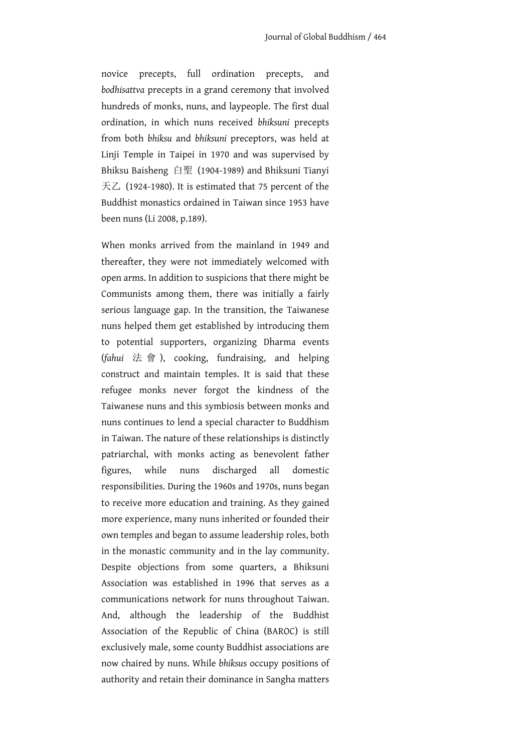novice precepts, full ordination precepts, and *bodhisattva* precepts in a grand ceremony that involved hundreds of monks, nuns, and laypeople. The first dual ordination, in which nuns received *bhiksuni* precepts from both *bhiksu* and *bhiksuni* preceptors, was held at Linji Temple in Taipei in 1970 and was supervised by Bhiksu Baisheng 白聖 (1904-1989) and Bhiksuni Tianyi 天乙 (1924-1980). It is estimated that 75 percent of the Buddhist monastics ordained in Taiwan since 1953 have been nuns (Li 2008, p.189).

When monks arrived from the mainland in 1949 and thereafter, they were not immediately welcomed with open arms. In addition to suspicions that there might be Communists among them, there was initially a fairly serious language gap. In the transition, the Taiwanese nuns helped them get established by introducing them to potential supporters, organizing Dharma events (*fahui* 法會), cooking, fundraising, and helping construct and maintain temples. It is said that these refugee monks never forgot the kindness of the Taiwanese nuns and this symbiosis between monks and nuns continues to lend a special character to Buddhism in Taiwan. The nature of these relationships is distinctly patriarchal, with monks acting as benevolent father figures, while nuns discharged all domestic responsibilities. During the 1960s and 1970s, nuns began to receive more education and training. As they gained more experience, many nuns inherited or founded their own temples and began to assume leadership roles, both in the monastic community and in the lay community. Despite objections from some quarters, a Bhiksuni Association was established in 1996 that serves as a communications network for nuns throughout Taiwan. And, although the leadership of the Buddhist Association of the Republic of China (BAROC) is still exclusively male, some county Buddhist associations are now chaired by nuns. While *bhiksu*s occupy positions of authority and retain their dominance in Sangha matters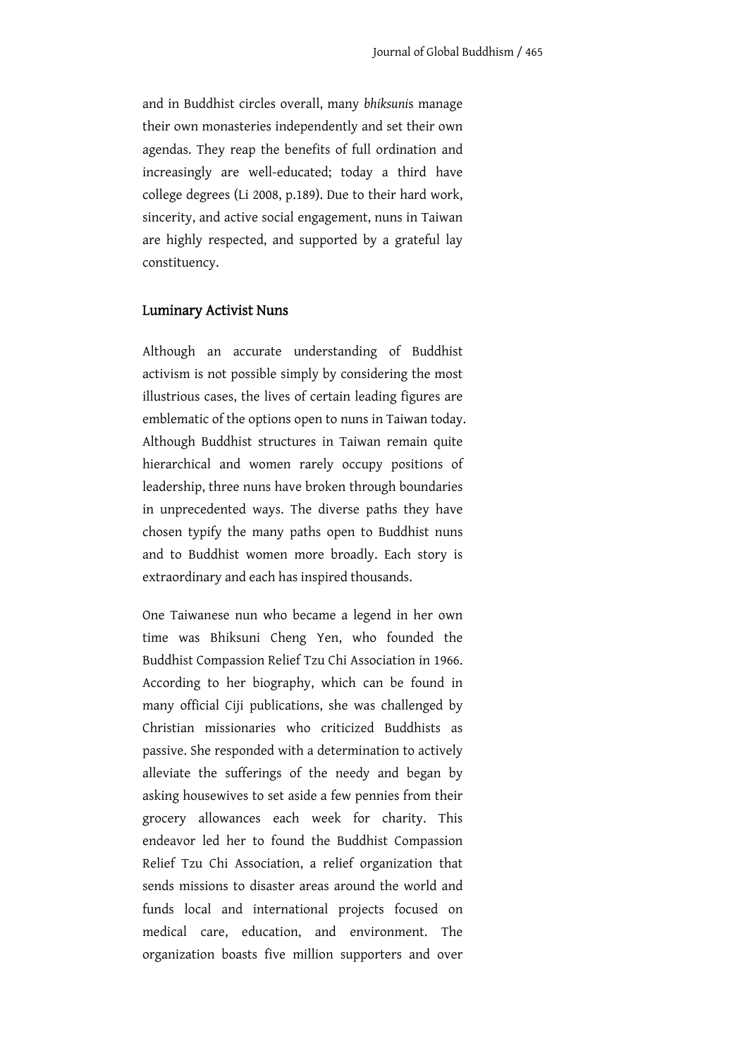and in Buddhist circles overall, many *bhiksuni*s manage their own monasteries independently and set their own agendas. They reap the benefits of full ordination and increasingly are well-educated; today a third have college degrees (Li 2008, p.189). Due to their hard work, sincerity, and active social engagement, nuns in Taiwan are highly respected, and supported by a grateful lay constituency.

## Luminary Activist Nuns

Although an accurate understanding of Buddhist activism is not possible simply by considering the most illustrious cases, the lives of certain leading figures are emblematic of the options open to nuns in Taiwan today. Although Buddhist structures in Taiwan remain quite hierarchical and women rarely occupy positions of leadership, three nuns have broken through boundaries in unprecedented ways. The diverse paths they have chosen typify the many paths open to Buddhist nuns and to Buddhist women more broadly. Each story is extraordinary and each has inspired thousands.

One Taiwanese nun who became a legend in her own time was Bhiksuni Cheng Yen, who founded the Buddhist Compassion Relief Tzu Chi Association in 1966. According to her biography, which can be found in many official Ciji publications, she was challenged by Christian missionaries who criticized Buddhists as passive. She responded with a determination to actively alleviate the sufferings of the needy and began by asking housewives to set aside a few pennies from their grocery allowances each week for charity. This endeavor led her to found the Buddhist Compassion Relief Tzu Chi Association, a relief organization that sends missions to disaster areas around the world and funds local and international projects focused on medical care, education, and environment. The organization boasts five million supporters and over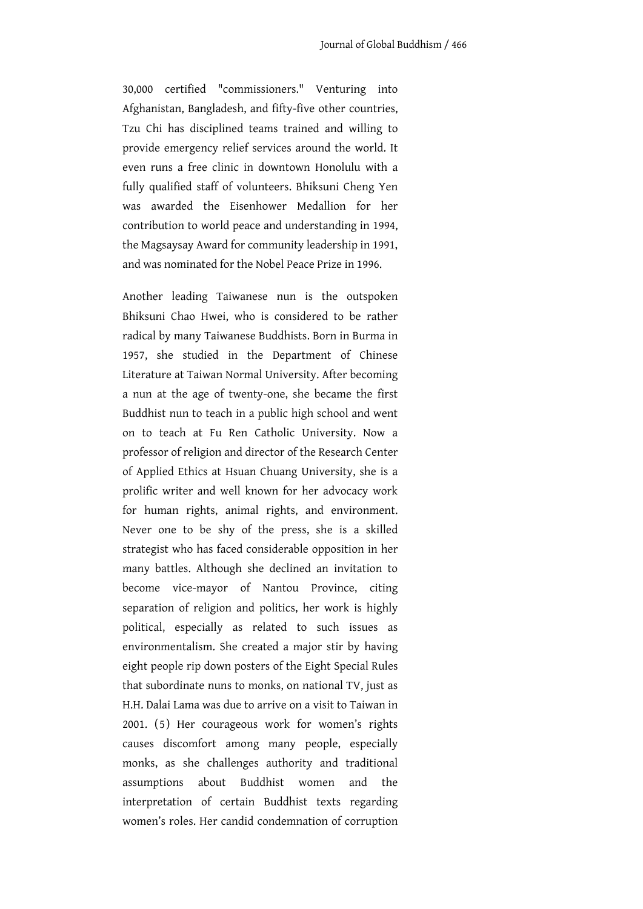30,000 certified "commissioners." Venturing into Afghanistan, Bangladesh, and fifty-five other countries, Tzu Chi has disciplined teams trained and willing to provide emergency relief services around the world. It even runs a free clinic in downtown Honolulu with a fully qualified staff of volunteers. Bhiksuni Cheng Yen was awarded the Eisenhower Medallion for her contribution to world peace and understanding in 1994, the Magsaysay Award for community leadership in 1991, and was nominated for the Nobel Peace Prize in 1996.

Another leading Taiwanese nun is the outspoken Bhiksuni Chao Hwei, who is considered to be rather radical by many Taiwanese Buddhists. Born in Burma in 1957, she studied in the Department of Chinese Literature at Taiwan Normal University. After becoming a nun at the age of twenty-one, she became the first Buddhist nun to teach in a public high school and went on to teach at Fu Ren Catholic University. Now a professor of religion and director of the Research Center of Applied Ethics at Hsuan Chuang University, she is a prolific writer and well known for her advocacy work for human rights, animal rights, and environment. Never one to be shy of the press, she is a skilled strategist who has faced considerable opposition in her many battles. Although she declined an invitation to become vice-mayor of Nantou Province, citing separation of religion and politics, her work is highly political, especially as related to such issues as environmentalism. She created a major stir by having eight people rip down posters of the Eight Special Rules that subordinate nuns to monks, on national TV, just as H.H. Dalai Lama was due to arrive on a visit to Taiwan in 2001. (5) Her courageous work for women's rights causes discomfort among many people, especially monks, as she challenges authority and traditional assumptions about Buddhist women and the interpretation of certain Buddhist texts regarding women's roles. Her candid condemnation of corruption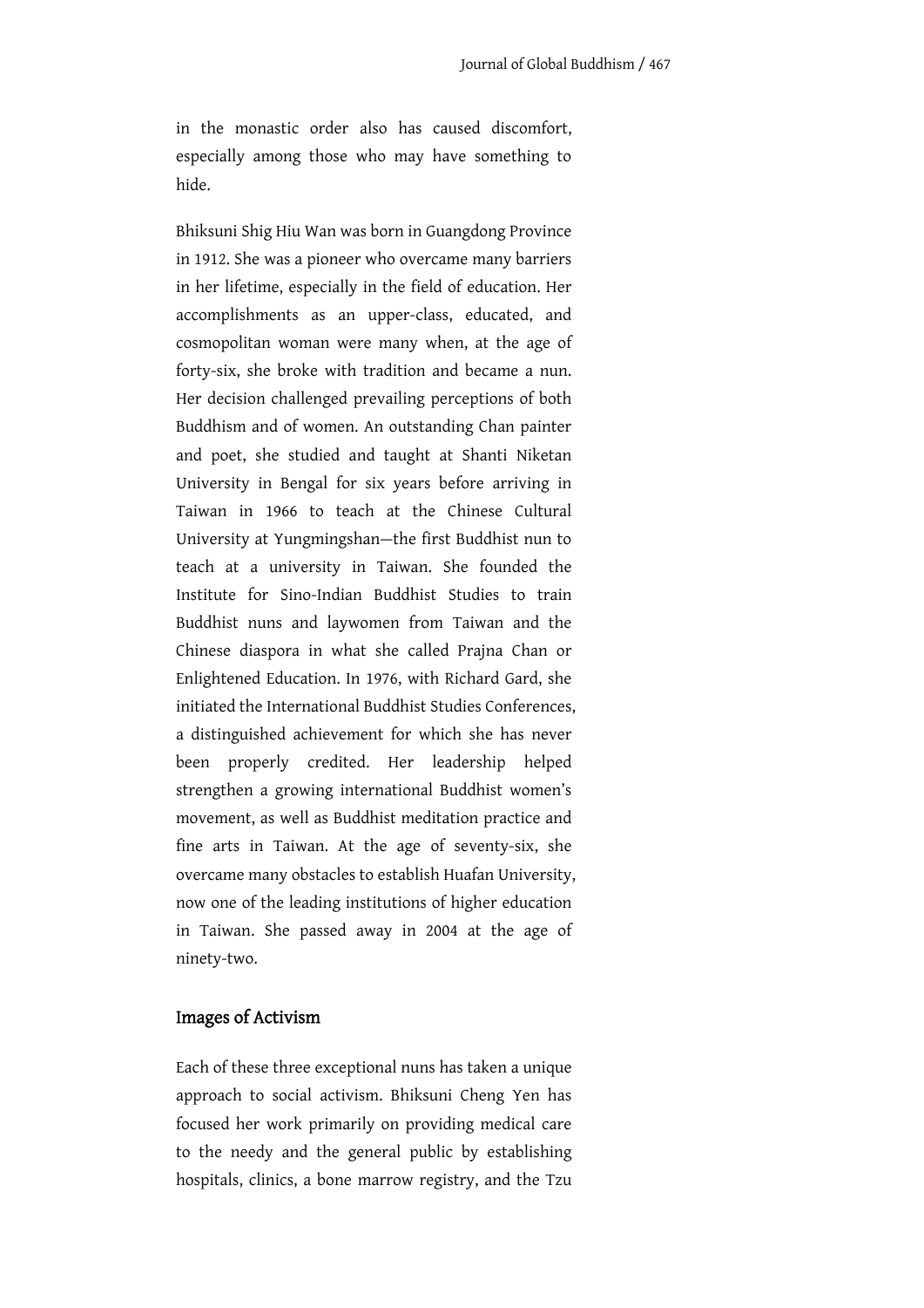in the monastic order also has caused discomfort, especially among those who may have something to hide.

Bhiksuni Shig Hiu Wan was born in Guangdong Province in 1912. She was a pioneer who overcame many barriers in her lifetime, especially in the field of education. Her accomplishments as an upper-class, educated, and cosmopolitan woman were many when, at the age of forty-six, she broke with tradition and became a nun. Her decision challenged prevailing perceptions of both Buddhism and of women. An outstanding Chan painter and poet, she studied and taught at Shanti Niketan University in Bengal for six years before arriving in Taiwan in 1966 to teach at the Chinese Cultural University at Yungmingshan—the first Buddhist nun to teach at a university in Taiwan. She founded the Institute for Sino-Indian Buddhist Studies to train Buddhist nuns and laywomen from Taiwan and the Chinese diaspora in what she called Prajna Chan or Enlightened Education. In 1976, with Richard Gard, she initiated the International Buddhist Studies Conferences, a distinguished achievement for which she has never been properly credited. Her leadership helped strengthen a growing international Buddhist women's movement, as well as Buddhist meditation practice and fine arts in Taiwan. At the age of seventy-six, she overcame many obstacles to establish Huafan University, now one of the leading institutions of higher education in Taiwan. She passed away in 2004 at the age of ninety-two.

## Images of Activism

Each of these three exceptional nuns has taken a unique approach to social activism. Bhiksuni Cheng Yen has focused her work primarily on providing medical care to the needy and the general public by establishing hospitals, clinics, a bone marrow registry, and the Tzu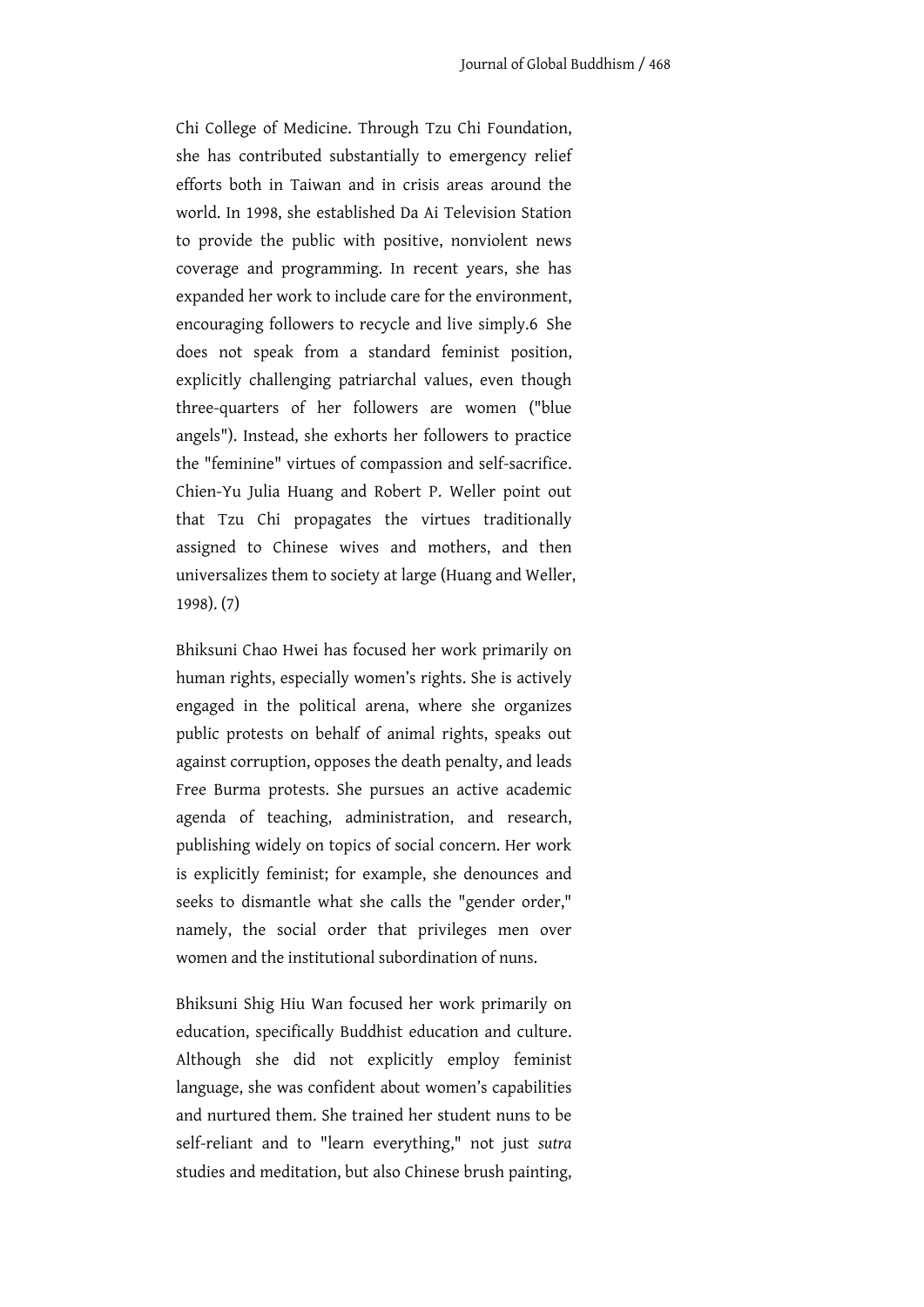Chi College of Medicine. Through Tzu Chi Foundation, she has contributed substantially to emergency relief efforts both in Taiwan and in crisis areas around the world. In 1998, she established Da Ai Television Station to provide the public with positive, nonviolent news coverage and programming. In recent years, she has expanded her work to include care for the environment, encouraging followers to recycle and live simply.6 She does not speak from a standard feminist position, explicitly challenging patriarchal values, even though three-quarters of her followers are women ("blue angels"). Instead, she exhorts her followers to practice the "feminine" virtues of compassion and self-sacrifice. Chien-Yu Julia Huang and Robert P. Weller point out that Tzu Chi propagates the virtues traditionally assigned to Chinese wives and mothers, and then universalizes them to society at large (Huang and Weller, 1998). (7)

Bhiksuni Chao Hwei has focused her work primarily on human rights, especially women's rights. She is actively engaged in the political arena, where she organizes public protests on behalf of animal rights, speaks out against corruption, opposes the death penalty, and leads Free Burma protests. She pursues an active academic agenda of teaching, administration, and research, publishing widely on topics of social concern. Her work is explicitly feminist; for example, she denounces and seeks to dismantle what she calls the "gender order," namely, the social order that privileges men over women and the institutional subordination of nuns.

Bhiksuni Shig Hiu Wan focused her work primarily on education, specifically Buddhist education and culture. Although she did not explicitly employ feminist language, she was confident about women's capabilities and nurtured them. She trained her student nuns to be self-reliant and to "learn everything," not just *sutra* studies and meditation, but also Chinese brush painting,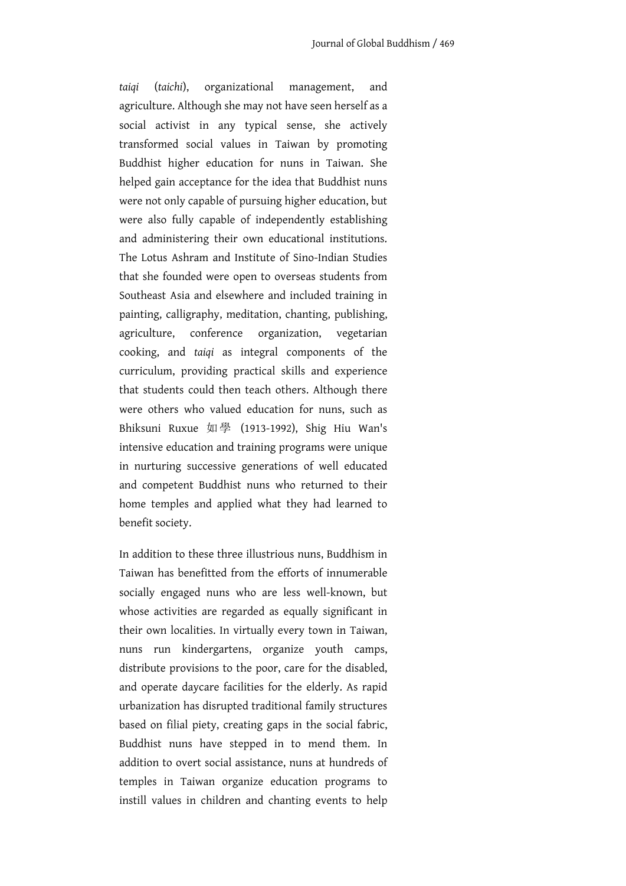*taiqi* (*taichi*), organizational management, and agriculture. Although she may not have seen herself as a social activist in any typical sense, she actively transformed social values in Taiwan by promoting Buddhist higher education for nuns in Taiwan. She helped gain acceptance for the idea that Buddhist nuns were not only capable of pursuing higher education, but were also fully capable of independently establishing and administering their own educational institutions. The Lotus Ashram and Institute of Sino-Indian Studies that she founded were open to overseas students from Southeast Asia and elsewhere and included training in painting, calligraphy, meditation, chanting, publishing, agriculture, conference organization, vegetarian cooking, and *taiqi* as integral components of the curriculum, providing practical skills and experience that students could then teach others. Although there were others who valued education for nuns, such as Bhiksuni Ruxue 如學 (1913-1992), Shig Hiu Wan's intensive education and training programs were unique in nurturing successive generations of well educated and competent Buddhist nuns who returned to their home temples and applied what they had learned to benefit society.

In addition to these three illustrious nuns, Buddhism in Taiwan has benefitted from the efforts of innumerable socially engaged nuns who are less well-known, but whose activities are regarded as equally significant in their own localities. In virtually every town in Taiwan, nuns run kindergartens, organize youth camps, distribute provisions to the poor, care for the disabled, and operate daycare facilities for the elderly. As rapid urbanization has disrupted traditional family structures based on filial piety, creating gaps in the social fabric, Buddhist nuns have stepped in to mend them. In addition to overt social assistance, nuns at hundreds of temples in Taiwan organize education programs to instill values in children and chanting events to help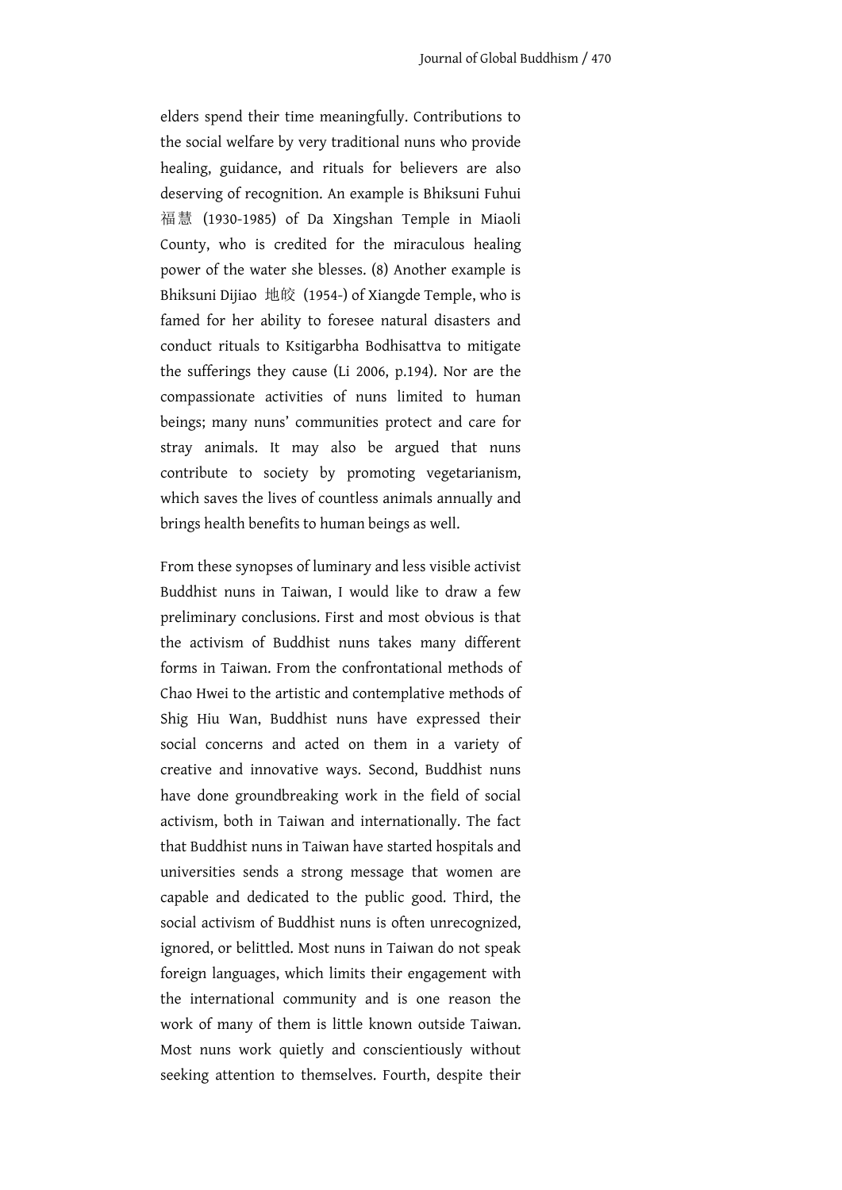elders spend their time meaningfully. Contributions to the social welfare by very traditional nuns who provide healing, guidance, and rituals for believers are also deserving of recognition. An example is Bhiksuni Fuhui 福慧 (1930-1985) of Da Xingshan Temple in Miaoli County, who is credited for the miraculous healing power of the water she blesses. (8) Another example is Bhiksuni Dijiao 地皎 (1954-) of Xiangde Temple, who is famed for her ability to foresee natural disasters and conduct rituals to Ksitigarbha Bodhisattva to mitigate the sufferings they cause (Li 2006, p.194). Nor are the compassionate activities of nuns limited to human beings; many nuns' communities protect and care for stray animals. It may also be argued that nuns contribute to society by promoting vegetarianism, which saves the lives of countless animals annually and brings health benefits to human beings as well.

From these synopses of luminary and less visible activist Buddhist nuns in Taiwan, I would like to draw a few preliminary conclusions. First and most obvious is that the activism of Buddhist nuns takes many different forms in Taiwan. From the confrontational methods of Chao Hwei to the artistic and contemplative methods of Shig Hiu Wan, Buddhist nuns have expressed their social concerns and acted on them in a variety of creative and innovative ways. Second, Buddhist nuns have done groundbreaking work in the field of social activism, both in Taiwan and internationally. The fact that Buddhist nuns in Taiwan have started hospitals and universities sends a strong message that women are capable and dedicated to the public good. Third, the social activism of Buddhist nuns is often unrecognized, ignored, or belittled. Most nuns in Taiwan do not speak foreign languages, which limits their engagement with the international community and is one reason the work of many of them is little known outside Taiwan. Most nuns work quietly and conscientiously without seeking attention to themselves. Fourth, despite their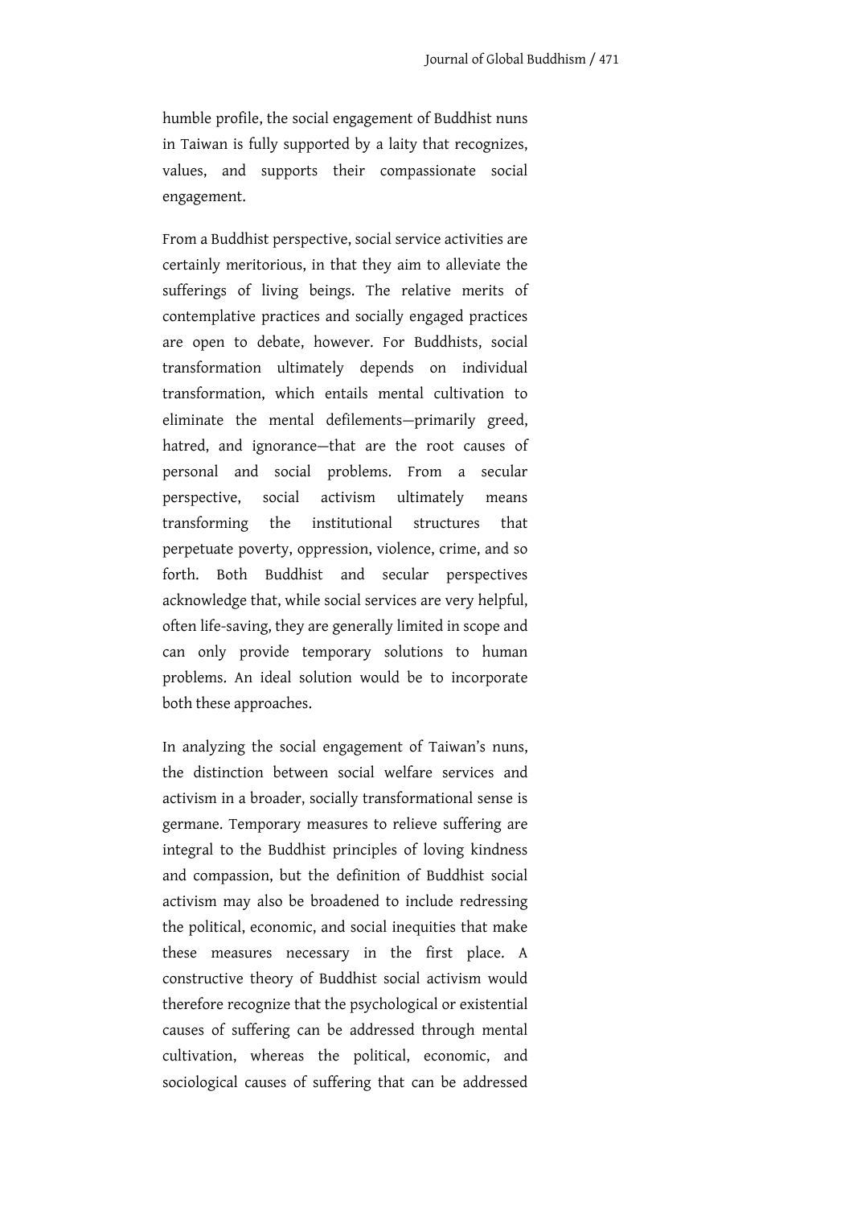humble profile, the social engagement of Buddhist nuns in Taiwan is fully supported by a laity that recognizes, values, and supports their compassionate social engagement.

From a Buddhist perspective, social service activities are certainly meritorious, in that they aim to alleviate the sufferings of living beings. The relative merits of contemplative practices and socially engaged practices are open to debate, however. For Buddhists, social transformation ultimately depends on individual transformation, which entails mental cultivation to eliminate the mental defilements—primarily greed, hatred, and ignorance—that are the root causes of personal and social problems. From a secular perspective, social activism ultimately means transforming the institutional structures that perpetuate poverty, oppression, violence, crime, and so forth. Both Buddhist and secular perspectives acknowledge that, while social services are very helpful, often life-saving, they are generally limited in scope and can only provide temporary solutions to human problems. An ideal solution would be to incorporate both these approaches.

In analyzing the social engagement of Taiwan's nuns, the distinction between social welfare services and activism in a broader, socially transformational sense is germane. Temporary measures to relieve suffering are integral to the Buddhist principles of loving kindness and compassion, but the definition of Buddhist social activism may also be broadened to include redressing the political, economic, and social inequities that make these measures necessary in the first place. A constructive theory of Buddhist social activism would therefore recognize that the psychological or existential causes of suffering can be addressed through mental cultivation, whereas the political, economic, and sociological causes of suffering that can be addressed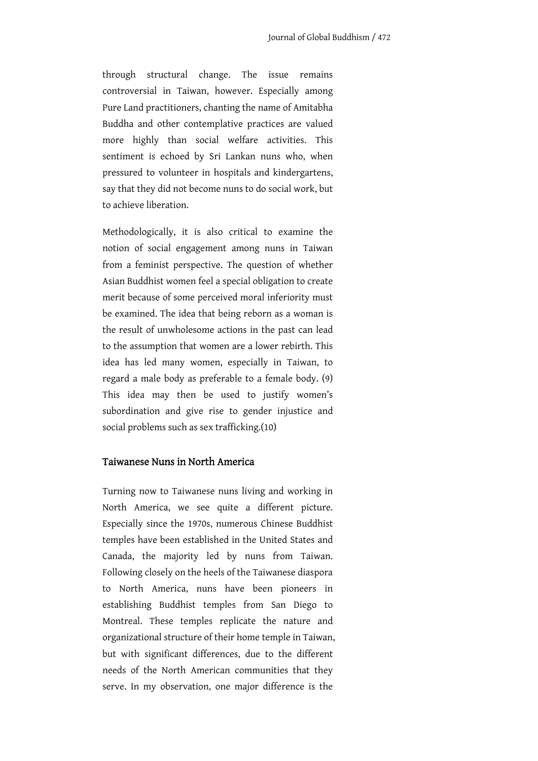through structural change. The issue remains controversial in Taiwan, however. Especially among Pure Land practitioners, chanting the name of Amitabha Buddha and other contemplative practices are valued more highly than social welfare activities. This sentiment is echoed by Sri Lankan nuns who, when pressured to volunteer in hospitals and kindergartens, say that they did not become nuns to do social work, but to achieve liberation.

Methodologically, it is also critical to examine the notion of social engagement among nuns in Taiwan from a feminist perspective. The question of whether Asian Buddhist women feel a special obligation to create merit because of some perceived moral inferiority must be examined. The idea that being reborn as a woman is the result of unwholesome actions in the past can lead to the assumption that women are a lower rebirth. This idea has led many women, especially in Taiwan, to regard a male body as preferable to a female body. (9) This idea may then be used to justify women's subordination and give rise to gender injustice and social problems such as sex trafficking.(10)

## Taiwanese Nuns in North America

Turning now to Taiwanese nuns living and working in North America, we see quite a different picture. Especially since the 1970s, numerous Chinese Buddhist temples have been established in the United States and Canada, the majority led by nuns from Taiwan. Following closely on the heels of the Taiwanese diaspora to North America, nuns have been pioneers in establishing Buddhist temples from San Diego to Montreal. These temples replicate the nature and organizational structure of their home temple in Taiwan, but with significant differences, due to the different needs of the North American communities that they serve. In my observation, one major difference is the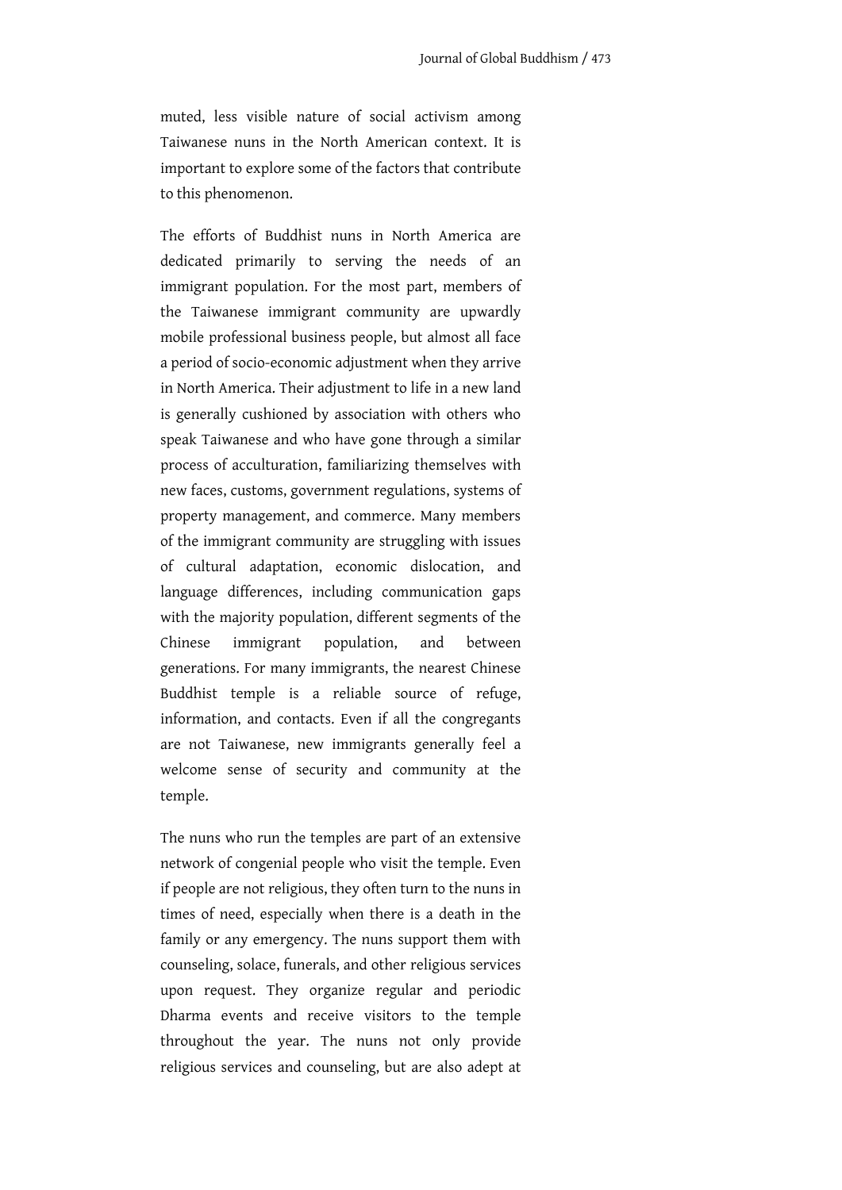muted, less visible nature of social activism among Taiwanese nuns in the North American context. It is important to explore some of the factors that contribute to this phenomenon.

The efforts of Buddhist nuns in North America are dedicated primarily to serving the needs of an immigrant population. For the most part, members of the Taiwanese immigrant community are upwardly mobile professional business people, but almost all face a period of socio-economic adjustment when they arrive in North America. Their adjustment to life in a new land is generally cushioned by association with others who speak Taiwanese and who have gone through a similar process of acculturation, familiarizing themselves with new faces, customs, government regulations, systems of property management, and commerce. Many members of the immigrant community are struggling with issues of cultural adaptation, economic dislocation, and language differences, including communication gaps with the majority population, different segments of the Chinese immigrant population, and between generations. For many immigrants, the nearest Chinese Buddhist temple is a reliable source of refuge, information, and contacts. Even if all the congregants are not Taiwanese, new immigrants generally feel a welcome sense of security and community at the temple.

The nuns who run the temples are part of an extensive network of congenial people who visit the temple. Even if people are not religious, they often turn to the nuns in times of need, especially when there is a death in the family or any emergency. The nuns support them with counseling, solace, funerals, and other religious services upon request. They organize regular and periodic Dharma events and receive visitors to the temple throughout the year. The nuns not only provide religious services and counseling, but are also adept at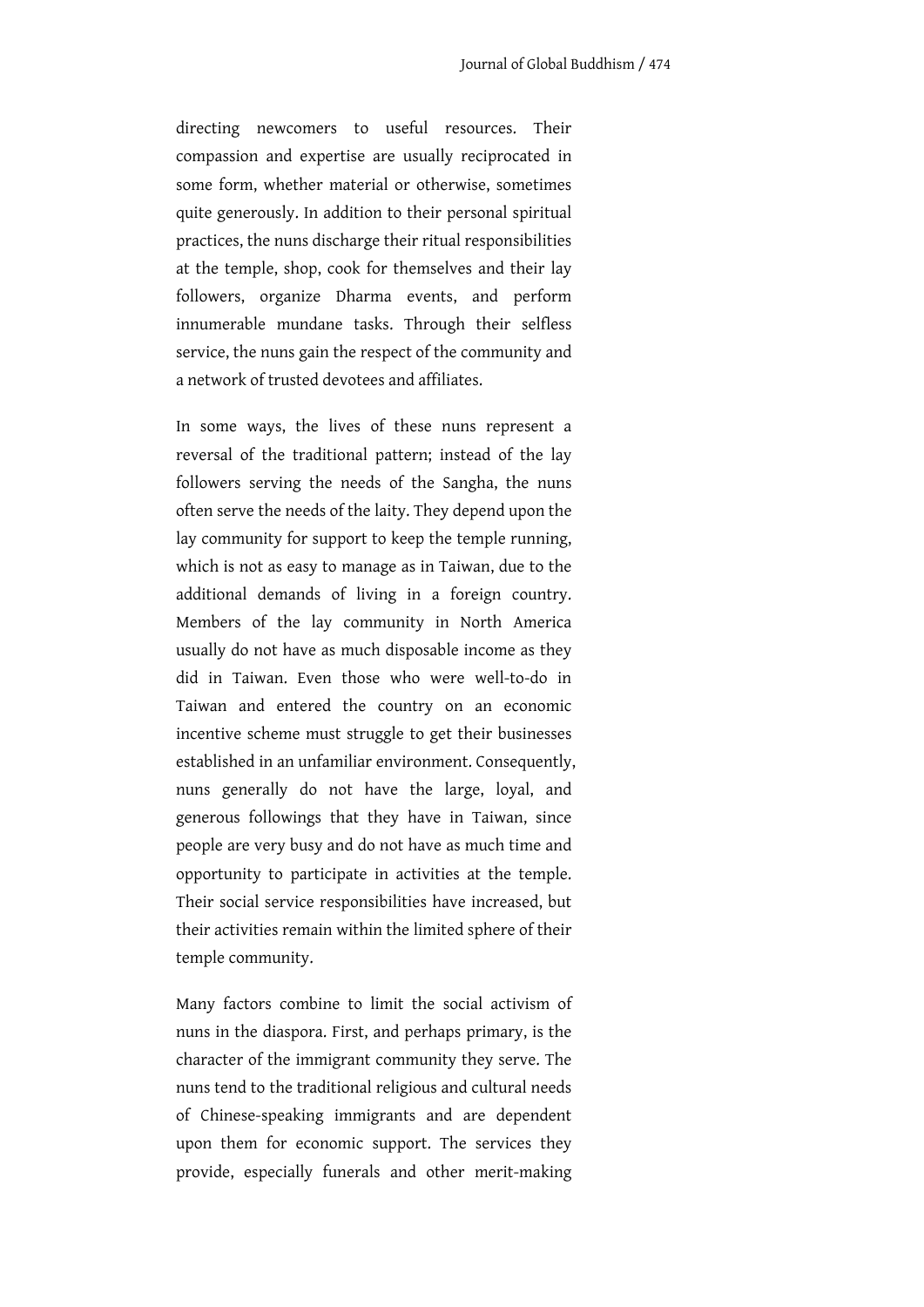directing newcomers to useful resources. Their compassion and expertise are usually reciprocated in some form, whether material or otherwise, sometimes quite generously. In addition to their personal spiritual practices, the nuns discharge their ritual responsibilities at the temple, shop, cook for themselves and their lay followers, organize Dharma events, and perform innumerable mundane tasks. Through their selfless service, the nuns gain the respect of the community and a network of trusted devotees and affiliates.

In some ways, the lives of these nuns represent a reversal of the traditional pattern; instead of the lay followers serving the needs of the Sangha, the nuns often serve the needs of the laity. They depend upon the lay community for support to keep the temple running, which is not as easy to manage as in Taiwan, due to the additional demands of living in a foreign country. Members of the lay community in North America usually do not have as much disposable income as they did in Taiwan. Even those who were well-to-do in Taiwan and entered the country on an economic incentive scheme must struggle to get their businesses established in an unfamiliar environment. Consequently, nuns generally do not have the large, loyal, and generous followings that they have in Taiwan, since people are very busy and do not have as much time and opportunity to participate in activities at the temple. Their social service responsibilities have increased, but their activities remain within the limited sphere of their temple community.

Many factors combine to limit the social activism of nuns in the diaspora. First, and perhaps primary, is the character of the immigrant community they serve. The nuns tend to the traditional religious and cultural needs of Chinese-speaking immigrants and are dependent upon them for economic support. The services they provide, especially funerals and other merit-making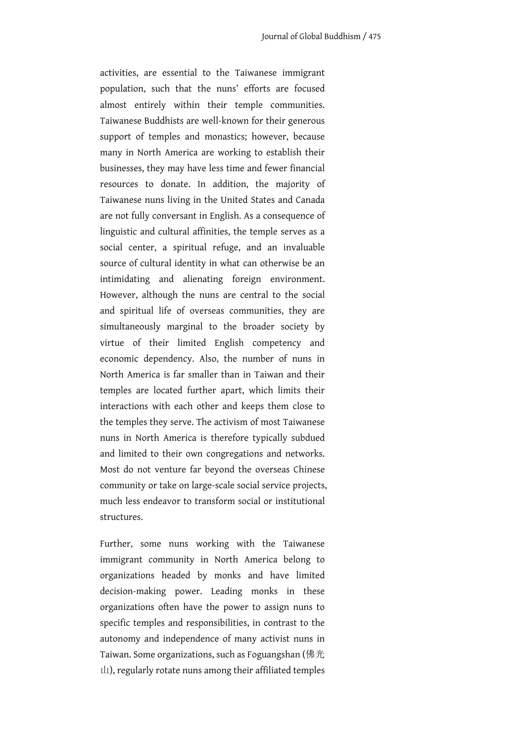activities, are essential to the Taiwanese immigrant population, such that the nuns' efforts are focused almost entirely within their temple communities. Taiwanese Buddhists are well-known for their generous support of temples and monastics; however, because many in North America are working to establish their businesses, they may have less time and fewer financial resources to donate. In addition, the majority of Taiwanese nuns living in the United States and Canada are not fully conversant in English. As a consequence of linguistic and cultural affinities, the temple serves as a social center, a spiritual refuge, and an invaluable source of cultural identity in what can otherwise be an intimidating and alienating foreign environment. However, although the nuns are central to the social and spiritual life of overseas communities, they are simultaneously marginal to the broader society by virtue of their limited English competency and economic dependency. Also, the number of nuns in North America is far smaller than in Taiwan and their temples are located further apart, which limits their interactions with each other and keeps them close to the temples they serve. The activism of most Taiwanese nuns in North America is therefore typically subdued and limited to their own congregations and networks. Most do not venture far beyond the overseas Chinese community or take on large-scale social service projects, much less endeavor to transform social or institutional structures.

Further, some nuns working with the Taiwanese immigrant community in North America belong to organizations headed by monks and have limited decision-making power. Leading monks in these organizations often have the power to assign nuns to specific temples and responsibilities, in contrast to the autonomy and independence of many activist nuns in Taiwan. Some organizations, such as Foguangshan (佛光山), regularly rotate nuns among their affiliated temples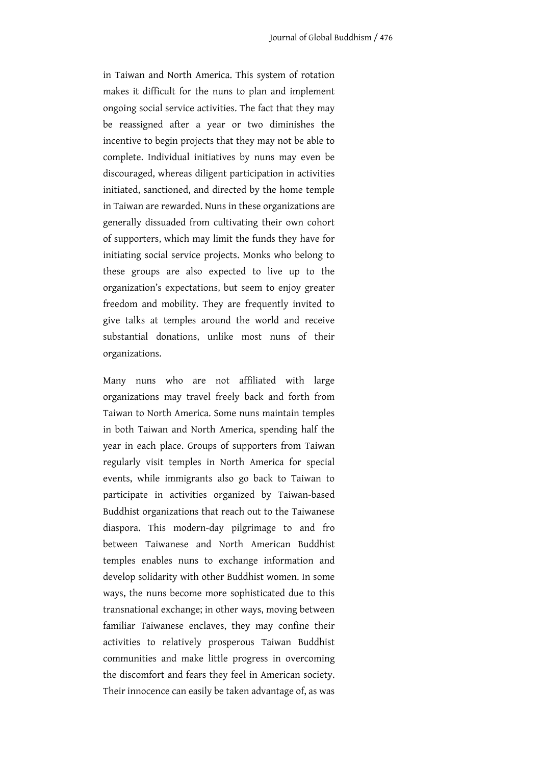in Taiwan and North America. This system of rotation makes it difficult for the nuns to plan and implement ongoing social service activities. The fact that they may be reassigned after a year or two diminishes the incentive to begin projects that they may not be able to complete. Individual initiatives by nuns may even be discouraged, whereas diligent participation in activities initiated, sanctioned, and directed by the home temple in Taiwan are rewarded. Nuns in these organizations are generally dissuaded from cultivating their own cohort of supporters, which may limit the funds they have for initiating social service projects. Monks who belong to these groups are also expected to live up to the organization's expectations, but seem to enjoy greater freedom and mobility. They are frequently invited to give talks at temples around the world and receive substantial donations, unlike most nuns of their organizations.

Many nuns who are not affiliated with large organizations may travel freely back and forth from Taiwan to North America. Some nuns maintain temples in both Taiwan and North America, spending half the year in each place. Groups of supporters from Taiwan regularly visit temples in North America for special events, while immigrants also go back to Taiwan to participate in activities organized by Taiwan-based Buddhist organizations that reach out to the Taiwanese diaspora. This modern-day pilgrimage to and fro between Taiwanese and North American Buddhist temples enables nuns to exchange information and develop solidarity with other Buddhist women. In some ways, the nuns become more sophisticated due to this transnational exchange; in other ways, moving between familiar Taiwanese enclaves, they may confine their activities to relatively prosperous Taiwan Buddhist communities and make little progress in overcoming the discomfort and fears they feel in American society. Their innocence can easily be taken advantage of, as was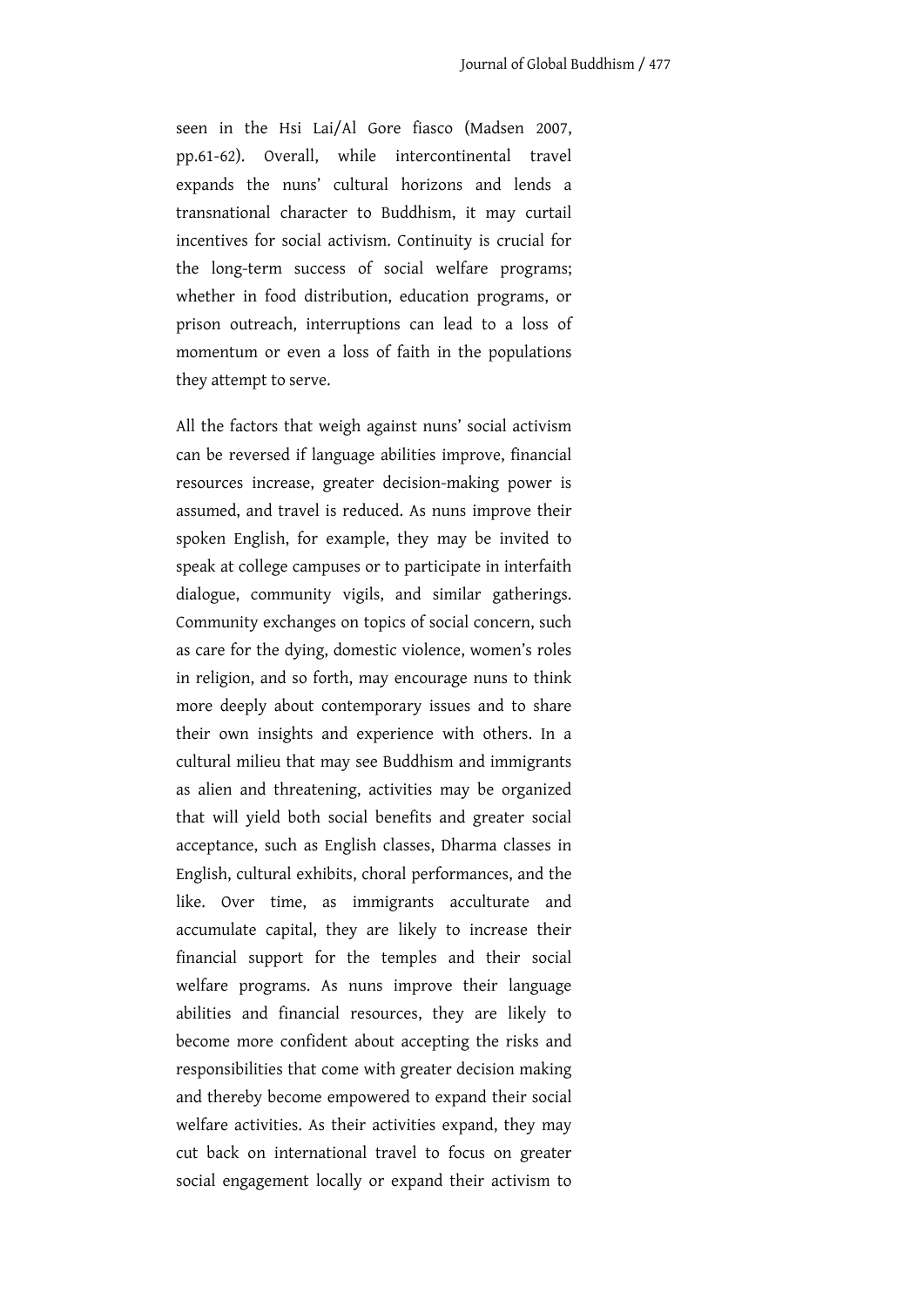seen in the Hsi Lai/Al Gore fiasco (Madsen 2007, pp.61-62). Overall, while intercontinental travel expands the nuns' cultural horizons and lends a transnational character to Buddhism, it may curtail incentives for social activism. Continuity is crucial for the long-term success of social welfare programs; whether in food distribution, education programs, or prison outreach, interruptions can lead to a loss of momentum or even a loss of faith in the populations they attempt to serve.

All the factors that weigh against nuns' social activism can be reversed if language abilities improve, financial resources increase, greater decision-making power is assumed, and travel is reduced. As nuns improve their spoken English, for example, they may be invited to speak at college campuses or to participate in interfaith dialogue, community vigils, and similar gatherings. Community exchanges on topics of social concern, such as care for the dying, domestic violence, women's roles in religion, and so forth, may encourage nuns to think more deeply about contemporary issues and to share their own insights and experience with others. In a cultural milieu that may see Buddhism and immigrants as alien and threatening, activities may be organized that will yield both social benefits and greater social acceptance, such as English classes, Dharma classes in English, cultural exhibits, choral performances, and the like. Over time, as immigrants acculturate and accumulate capital, they are likely to increase their financial support for the temples and their social welfare programs. As nuns improve their language abilities and financial resources, they are likely to become more confident about accepting the risks and responsibilities that come with greater decision making and thereby become empowered to expand their social welfare activities. As their activities expand, they may cut back on international travel to focus on greater social engagement locally or expand their activism to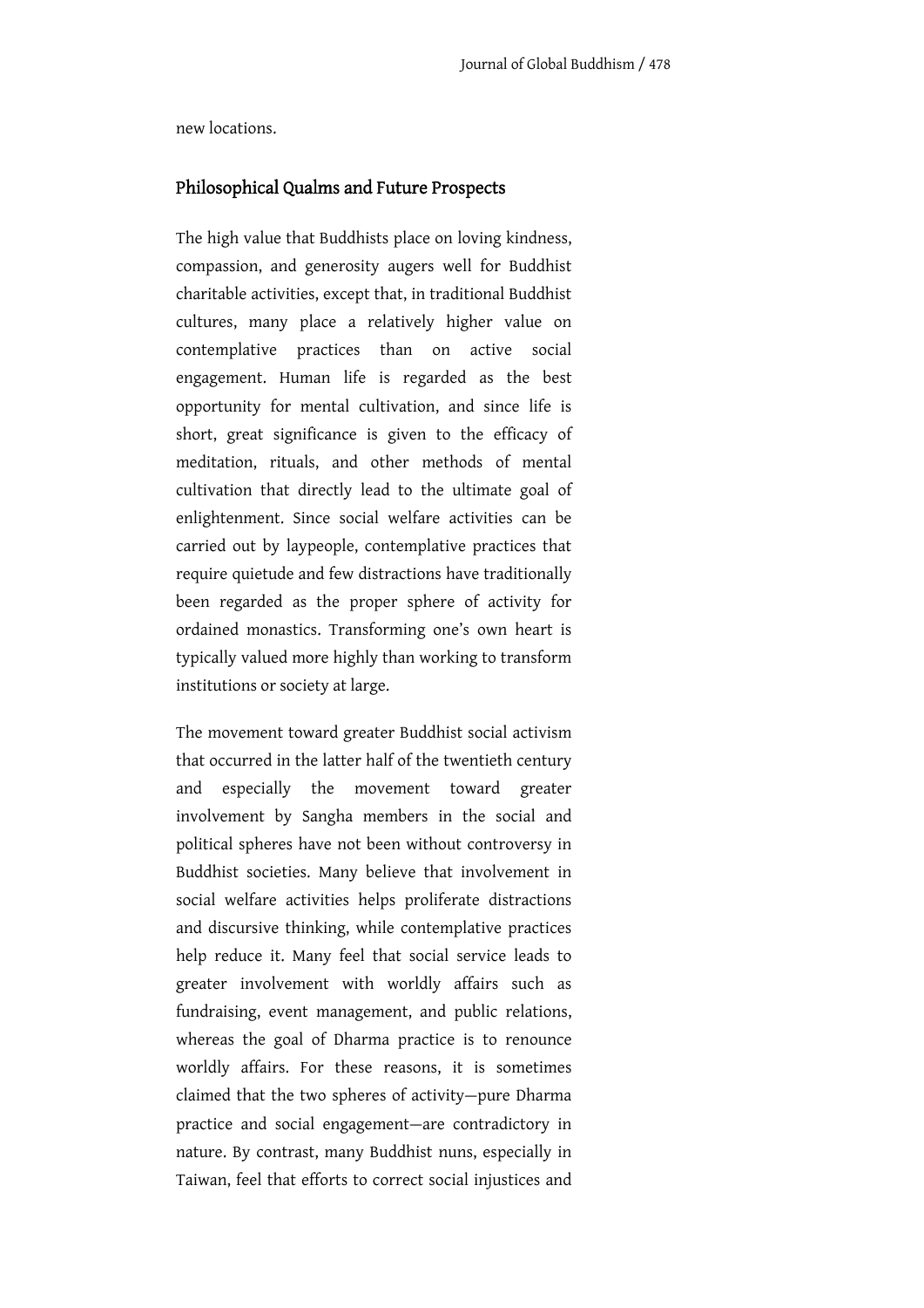new locations.

## Philosophical Qualms and Future Prospects

The high value that Buddhists place on loving kindness, compassion, and generosity augers well for Buddhist charitable activities, except that, in traditional Buddhist cultures, many place a relatively higher value on contemplative practices than on active social engagement. Human life is regarded as the best opportunity for mental cultivation, and since life is short, great significance is given to the efficacy of meditation, rituals, and other methods of mental cultivation that directly lead to the ultimate goal of enlightenment. Since social welfare activities can be carried out by laypeople, contemplative practices that require quietude and few distractions have traditionally been regarded as the proper sphere of activity for ordained monastics. Transforming one's own heart is typically valued more highly than working to transform institutions or society at large.

The movement toward greater Buddhist social activism that occurred in the latter half of the twentieth century and especially the movement toward greater involvement by Sangha members in the social and political spheres have not been without controversy in Buddhist societies. Many believe that involvement in social welfare activities helps proliferate distractions and discursive thinking, while contemplative practices help reduce it. Many feel that social service leads to greater involvement with worldly affairs such as fundraising, event management, and public relations, whereas the goal of Dharma practice is to renounce worldly affairs. For these reasons, it is sometimes claimed that the two spheres of activity—pure Dharma practice and social engagement—are contradictory in nature. By contrast, many Buddhist nuns, especially in Taiwan, feel that efforts to correct social injustices and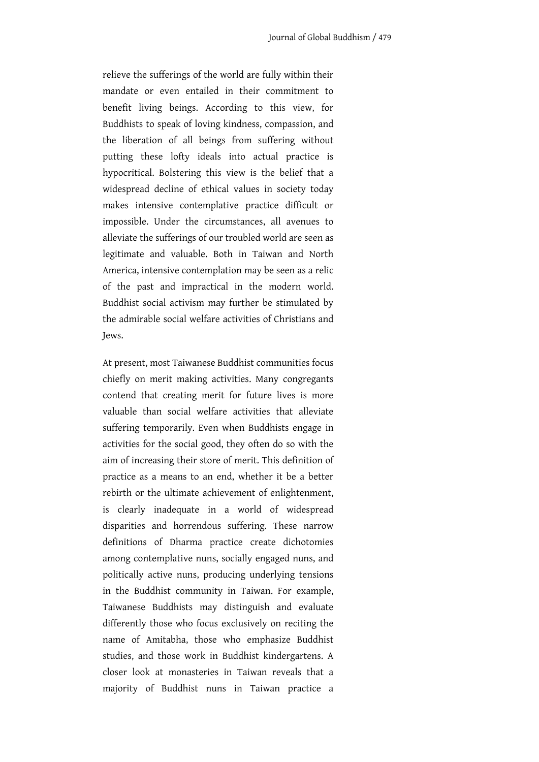relieve the sufferings of the world are fully within their mandate or even entailed in their commitment to benefit living beings. According to this view, for Buddhists to speak of loving kindness, compassion, and the liberation of all beings from suffering without putting these lofty ideals into actual practice is hypocritical. Bolstering this view is the belief that a widespread decline of ethical values in society today makes intensive contemplative practice difficult or impossible. Under the circumstances, all avenues to alleviate the sufferings of our troubled world are seen as legitimate and valuable. Both in Taiwan and North America, intensive contemplation may be seen as a relic of the past and impractical in the modern world. Buddhist social activism may further be stimulated by the admirable social welfare activities of Christians and Jews.

At present, most Taiwanese Buddhist communities focus chiefly on merit making activities. Many congregants contend that creating merit for future lives is more valuable than social welfare activities that alleviate suffering temporarily. Even when Buddhists engage in activities for the social good, they often do so with the aim of increasing their store of merit. This definition of practice as a means to an end, whether it be a better rebirth or the ultimate achievement of enlightenment, is clearly inadequate in a world of widespread disparities and horrendous suffering. These narrow definitions of Dharma practice create dichotomies among contemplative nuns, socially engaged nuns, and politically active nuns, producing underlying tensions in the Buddhist community in Taiwan. For example, Taiwanese Buddhists may distinguish and evaluate differently those who focus exclusively on reciting the name of Amitabha, those who emphasize Buddhist studies, and those work in Buddhist kindergartens. A closer look at monasteries in Taiwan reveals that a majority of Buddhist nuns in Taiwan practice a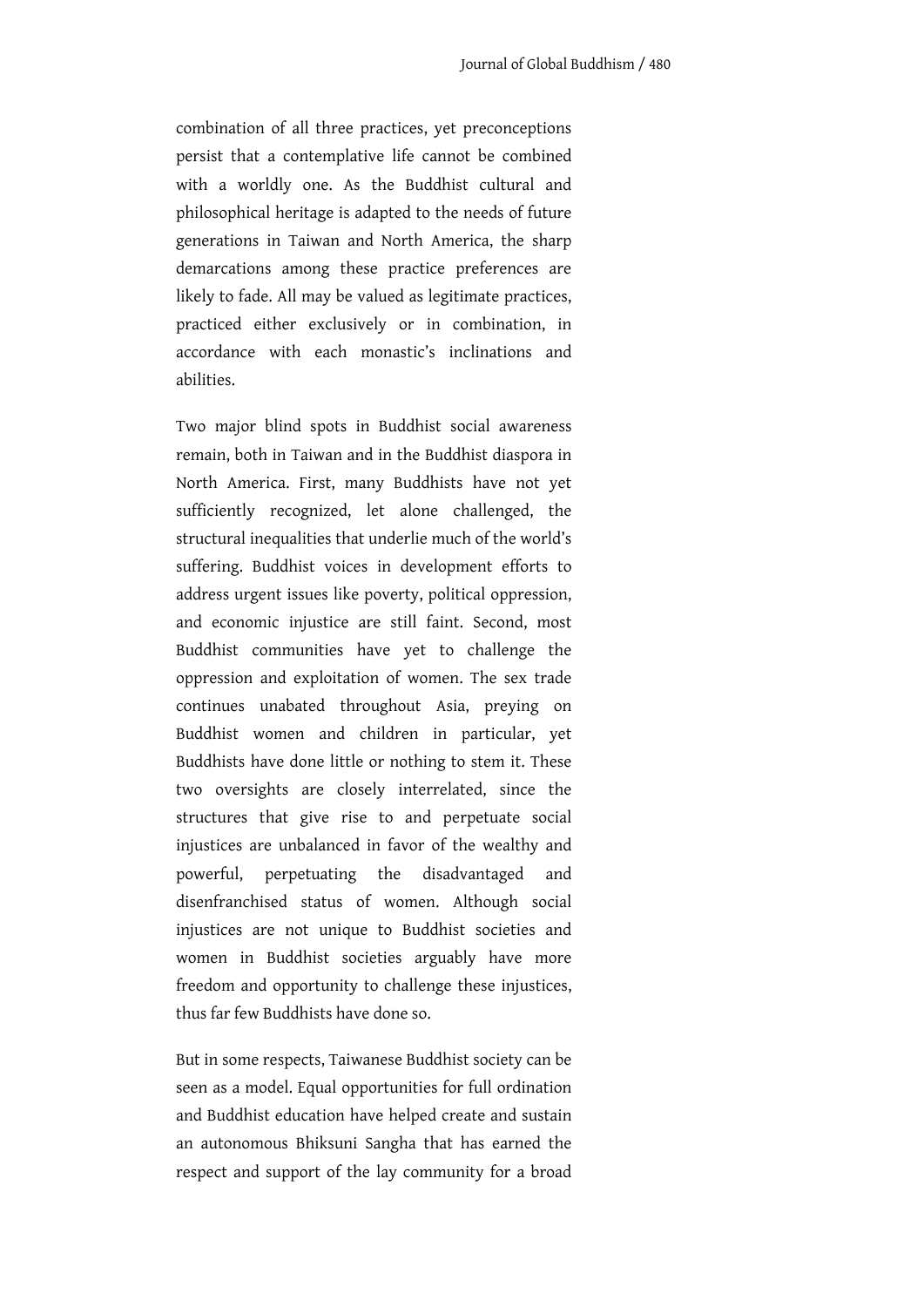combination of all three practices, yet preconceptions persist that a contemplative life cannot be combined with a worldly one. As the Buddhist cultural and philosophical heritage is adapted to the needs of future generations in Taiwan and North America, the sharp demarcations among these practice preferences are likely to fade. All may be valued as legitimate practices, practiced either exclusively or in combination, in accordance with each monastic's inclinations and abilities.

Two major blind spots in Buddhist social awareness remain, both in Taiwan and in the Buddhist diaspora in North America. First, many Buddhists have not yet sufficiently recognized, let alone challenged, the structural inequalities that underlie much of the world's suffering. Buddhist voices in development efforts to address urgent issues like poverty, political oppression, and economic injustice are still faint. Second, most Buddhist communities have yet to challenge the oppression and exploitation of women. The sex trade continues unabated throughout Asia, preying on Buddhist women and children in particular, yet Buddhists have done little or nothing to stem it. These two oversights are closely interrelated, since the structures that give rise to and perpetuate social injustices are unbalanced in favor of the wealthy and powerful, perpetuating the disadvantaged and disenfranchised status of women. Although social injustices are not unique to Buddhist societies and women in Buddhist societies arguably have more freedom and opportunity to challenge these injustices, thus far few Buddhists have done so.

But in some respects, Taiwanese Buddhist society can be seen as a model. Equal opportunities for full ordination and Buddhist education have helped create and sustain an autonomous Bhiksuni Sangha that has earned the respect and support of the lay community for a broad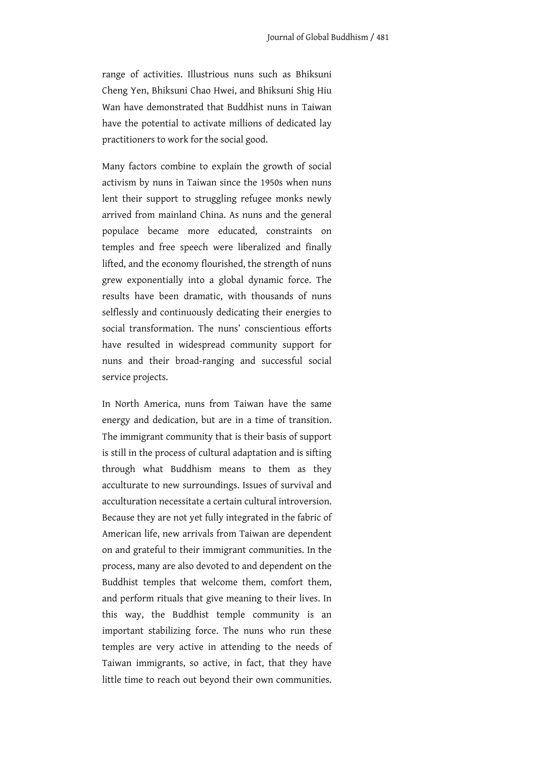range of activities. Illustrious nuns such as Bhiksuni Cheng Yen, Bhiksuni Chao Hwei, and Bhiksuni Shig Hiu Wan have demonstrated that Buddhist nuns in Taiwan have the potential to activate millions of dedicated lay practitioners to work for the social good.

Many factors combine to explain the growth of social activism by nuns in Taiwan since the 1950s when nuns lent their support to struggling refugee monks newly arrived from mainland China. As nuns and the general populace became more educated, constraints on temples and free speech were liberalized and finally lifted, and the economy flourished, the strength of nuns grew exponentially into a global dynamic force. The results have been dramatic, with thousands of nuns selflessly and continuously dedicating their energies to social transformation. The nuns' conscientious efforts have resulted in widespread community support for nuns and their broad-ranging and successful social service projects.

In North America, nuns from Taiwan have the same energy and dedication, but are in a time of transition. The immigrant community that is their basis of support is still in the process of cultural adaptation and is sifting through what Buddhism means to them as they acculturate to new surroundings. Issues of survival and acculturation necessitate a certain cultural introversion. Because they are not yet fully integrated in the fabric of American life, new arrivals from Taiwan are dependent on and grateful to their immigrant communities. In the process, many are also devoted to and dependent on the Buddhist temples that welcome them, comfort them, and perform rituals that give meaning to their lives. In this way, the Buddhist temple community is an important stabilizing force. The nuns who run these temples are very active in attending to the needs of Taiwan immigrants, so active, in fact, that they have little time to reach out beyond their own communities.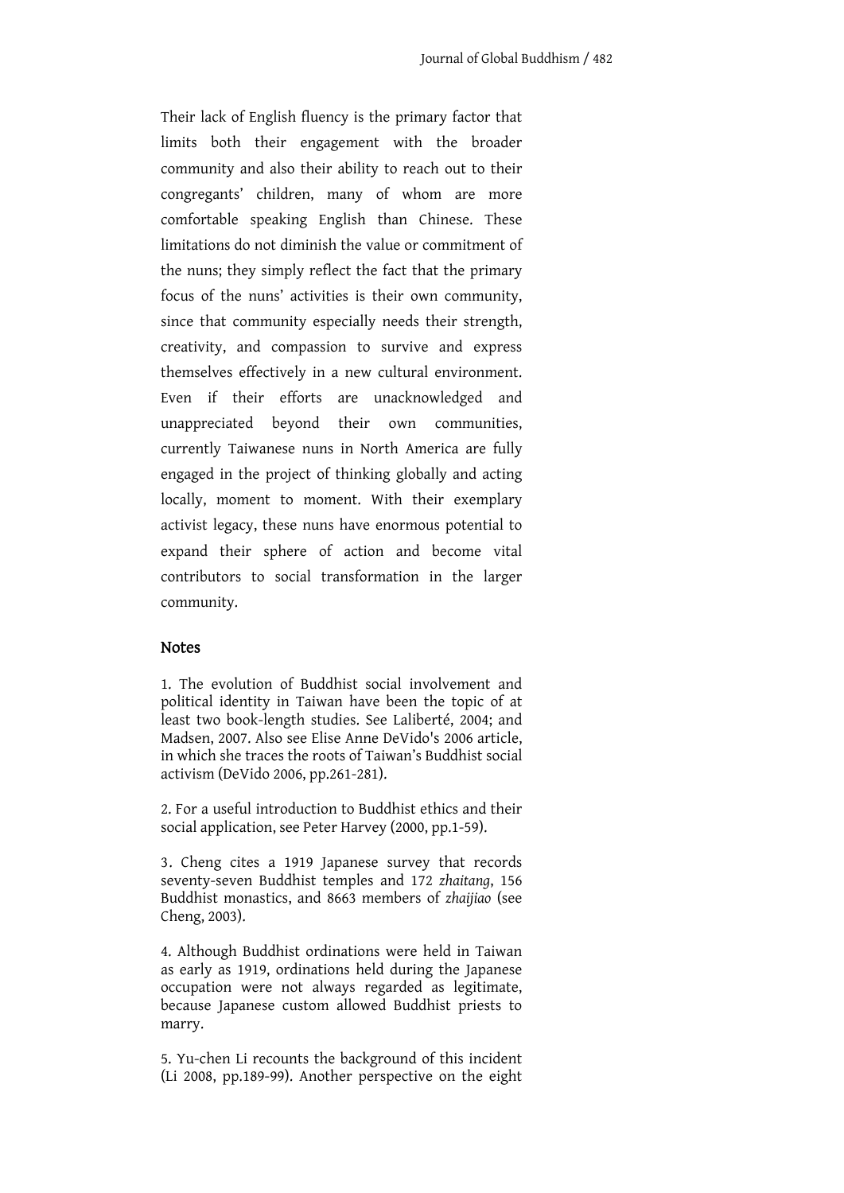Their lack of English fluency is the primary factor that limits both their engagement with the broader community and also their ability to reach out to their congregants' children, many of whom are more comfortable speaking English than Chinese. These limitations do not diminish the value or commitment of the nuns; they simply reflect the fact that the primary focus of the nuns' activities is their own community, since that community especially needs their strength, creativity, and compassion to survive and express themselves effectively in a new cultural environment. Even if their efforts are unacknowledged and unappreciated beyond their own communities, currently Taiwanese nuns in North America are fully engaged in the project of thinking globally and acting locally, moment to moment. With their exemplary activist legacy, these nuns have enormous potential to expand their sphere of action and become vital contributors to social transformation in the larger community.

## Notes

1. The evolution of Buddhist social involvement and political identity in Taiwan have been the topic of at least two book-length studies. See Laliberté, 2004; and Madsen, 2007. Also see Elise Anne DeVido's 2006 article, in which she traces the roots of Taiwan's Buddhist social activism (DeVido 2006, pp.261-281).

2. For a useful introduction to Buddhist ethics and their social application, see Peter Harvey (2000, pp.1-59).

3. Cheng cites a 1919 Japanese survey that records seventy-seven Buddhist temples and 172 *zhaitang*, 156 Buddhist monastics, and 8663 members of *zhaijiao* (see Cheng, 2003).

4. Although Buddhist ordinations were held in Taiwan as early as 1919, ordinations held during the Japanese occupation were not always regarded as legitimate, because Japanese custom allowed Buddhist priests to marry.

5. Yu-chen Li recounts the background of this incident (Li 2008, pp.189-99). Another perspective on the eight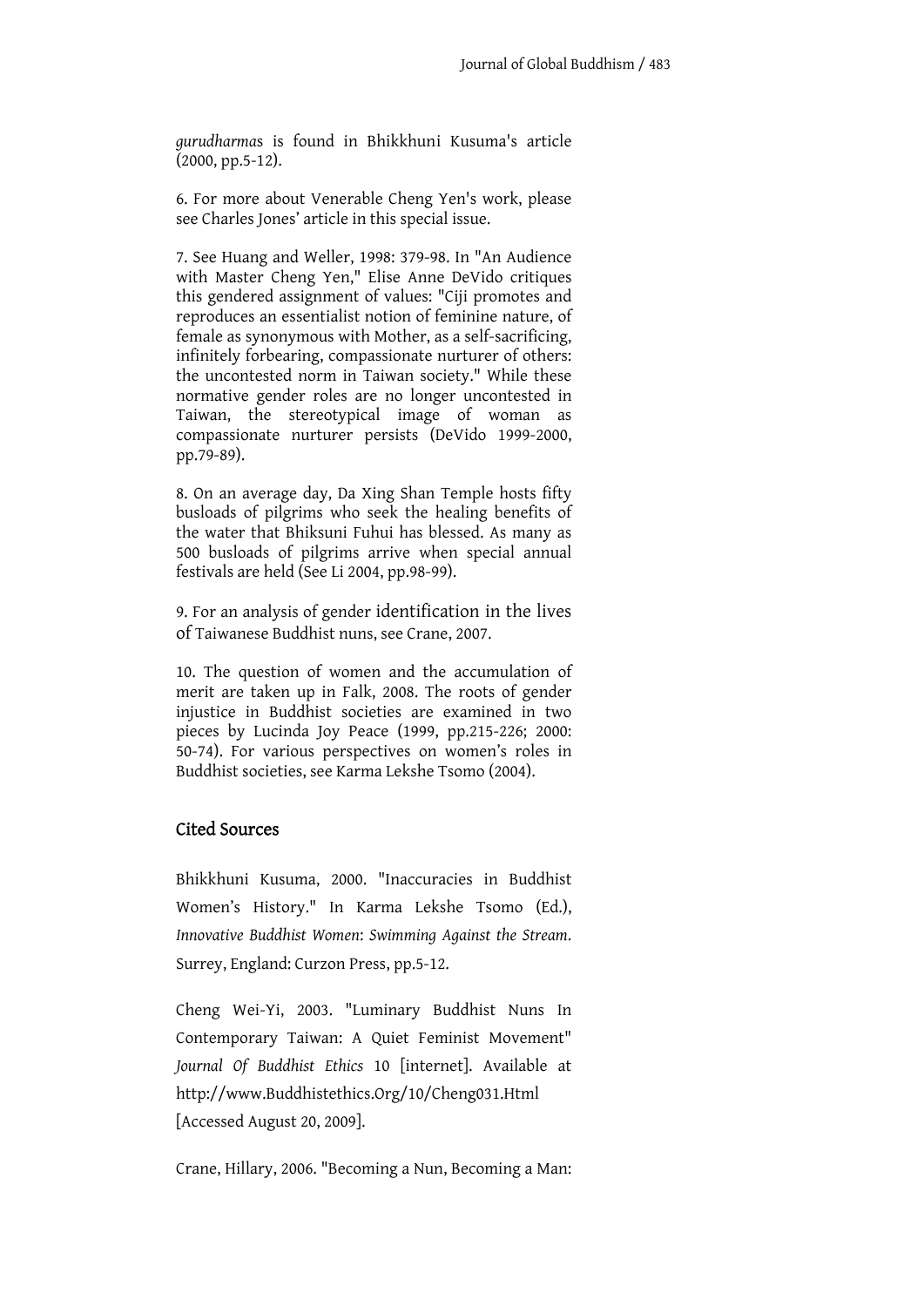*gurudharmas* is found in Bhikkhuni Kusuma's article (2000, pp.5-12).

6. For more about Venerable Cheng Yen's work, please see Charles Jones' article in this special issue.

7. See Huang and Weller, 1998: 379-98. In "An Audience with Master Cheng Yen," Elise Anne DeVido critiques this gendered assignment of values: "Ciji promotes and reproduces an essentialist notion of feminine nature, of female as synonymous with Mother, as a self-sacrificing, infinitely forbearing, compassionate nurturer of others: the uncontested norm in Taiwan society." While these normative gender roles are no longer uncontested in Taiwan, the stereotypical image of woman as compassionate nurturer persists (DeVido 1999-2000, pp.79-89).

8. On an average day, Da Xing Shan Temple hosts fifty busloads of pilgrims who seek the healing benefits of the water that Bhiksuni Fuhui has blessed. As many as 500 busloads of pilgrims arrive when special annual festivals are held (See Li 2004, pp.98-99).

9. For an analysis of gender identification in the lives of Taiwanese Buddhist nuns, see Crane, 2007.

10. The question of women and the accumulation of merit are taken up in Falk, 2008. The roots of gender injustice in Buddhist societies are examined in two pieces by Lucinda Joy Peace (1999, pp.215-226; 2000: 50-74). For various perspectives on women's roles in Buddhist societies, see Karma Lekshe Tsomo (2004).

## Cited Sources

Bhikkhuni Kusuma, 2000. "Inaccuracies in Buddhist Women's History." In Karma Lekshe Tsomo (Ed.), *Innovative Buddhist Women: Swimming Against the Stream*. Surrey, England: Curzon Press, pp.5-12.

Cheng Wei-Yi, 2003. "Luminary Buddhist Nuns In Contemporary Taiwan: A Quiet Feminist Movement" *Journal Of Buddhist Ethics* 10 [internet]. Available at http://www.Buddhistethics.Org/10/Cheng031.Html [Accessed August 20, 2009].

Crane, Hillary, 2006. "Becoming a Nun, Becoming a Man: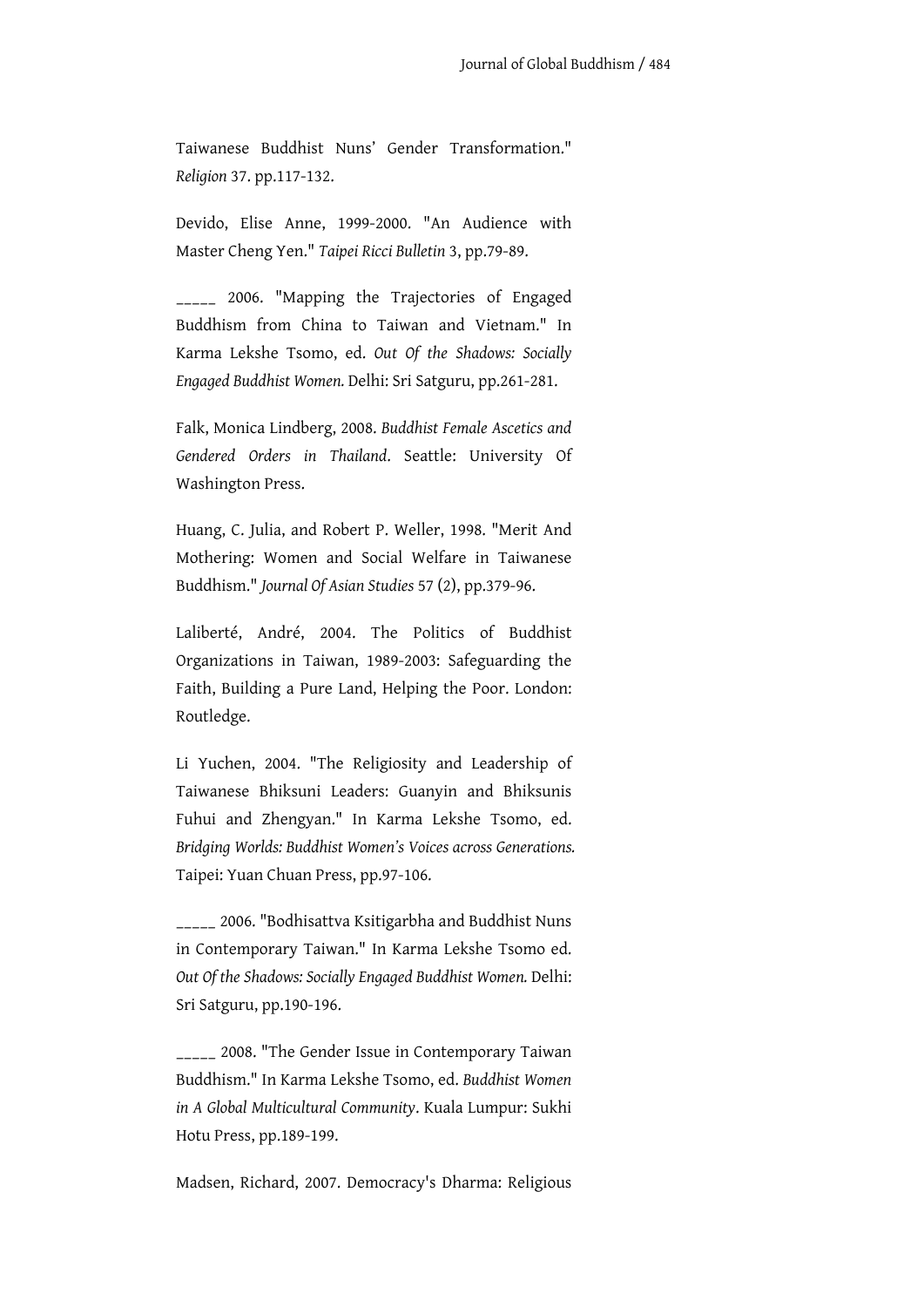Taiwanese Buddhist Nuns' Gender Transformation." *Religion* 37. pp.117-132.

Devido, Elise Anne, 1999-2000. "An Audience with Master Cheng Yen." *Taipei Ricci Bulletin* 3, pp.79-89.

_____ 2006. "Mapping the Trajectories of Engaged Buddhism from China to Taiwan and Vietnam." In Karma Lekshe Tsomo, ed. *Out Of the Shadows: Socially Engaged Buddhist Women.* Delhi: Sri Satguru, pp.261-281.

Falk, Monica Lindberg, 2008. *Buddhist Female Ascetics and Gendered Orders in Thailand*. Seattle: University Of Washington Press.

Huang, C. Julia, and Robert P. Weller, 1998. "Merit And Mothering: Women and Social Welfare in Taiwanese Buddhism." *Journal Of Asian Studies* 57 (2), pp.379-96.

Laliberté, André, 2004. The Politics of Buddhist Organizations in Taiwan, 1989-2003: Safeguarding the Faith, Building a Pure Land, Helping the Poor. London: Routledge.

Li Yuchen, 2004. "The Religiosity and Leadership of Taiwanese Bhiksuni Leaders: Guanyin and Bhiksunis Fuhui and Zhengyan." In Karma Lekshe Tsomo, ed. *Bridging Worlds: Buddhist Women's Voices across Generations.* Taipei: Yuan Chuan Press, pp.97-106.

_____ 2006. "Bodhisattva Ksitigarbha and Buddhist Nuns in Contemporary Taiwan." In Karma Lekshe Tsomo ed. *Out Of the Shadows: Socially Engaged Buddhist Women.* Delhi: Sri Satguru, pp.190-196.

_____ 2008. "The Gender Issue in Contemporary Taiwan Buddhism." In Karma Lekshe Tsomo, ed. *Buddhist Women in A Global Multicultural Community*. Kuala Lumpur: Sukhi Hotu Press, pp.189-199.

Madsen, Richard, 2007. Democracy's Dharma: Religious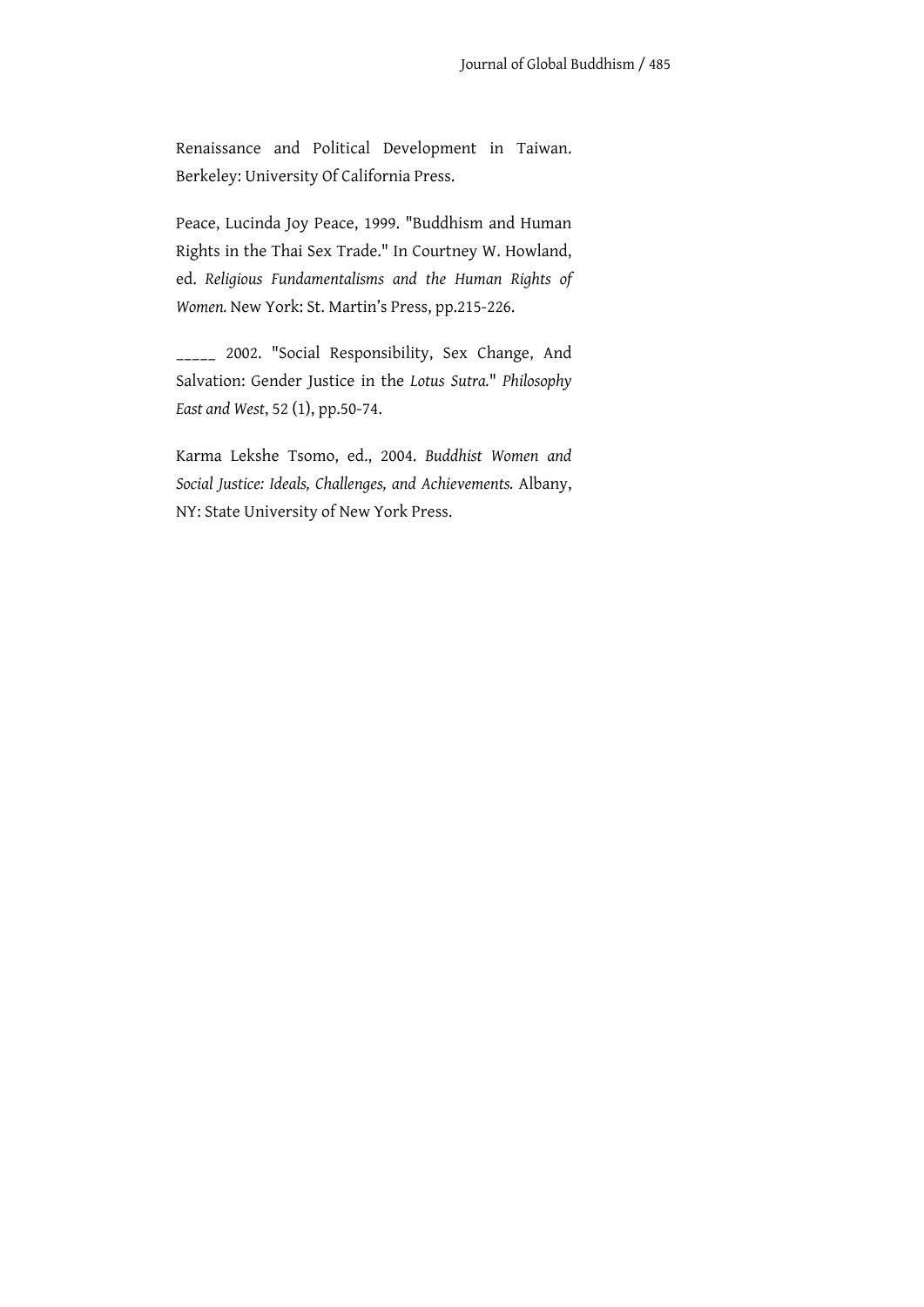Renaissance and Political Development in Taiwan. Berkeley: University Of California Press.

Peace, Lucinda Joy Peace, 1999. "Buddhism and Human Rights in the Thai Sex Trade." In Courtney W. Howland, ed. *Religious Fundamentalisms and the Human Rights of Women.* New York: St. Martin's Press, pp.215-226.

_____ 2002. "Social Responsibility, Sex Change, And Salvation: Gender Justice in the *Lotus Sutra.*" *Philosophy East and West*, 52 (1), pp.50-74.

Karma Lekshe Tsomo, ed., 2004. *Buddhist Women and Social Justice: Ideals, Challenges, and Achievements.* Albany, NY: State University of New York Press.